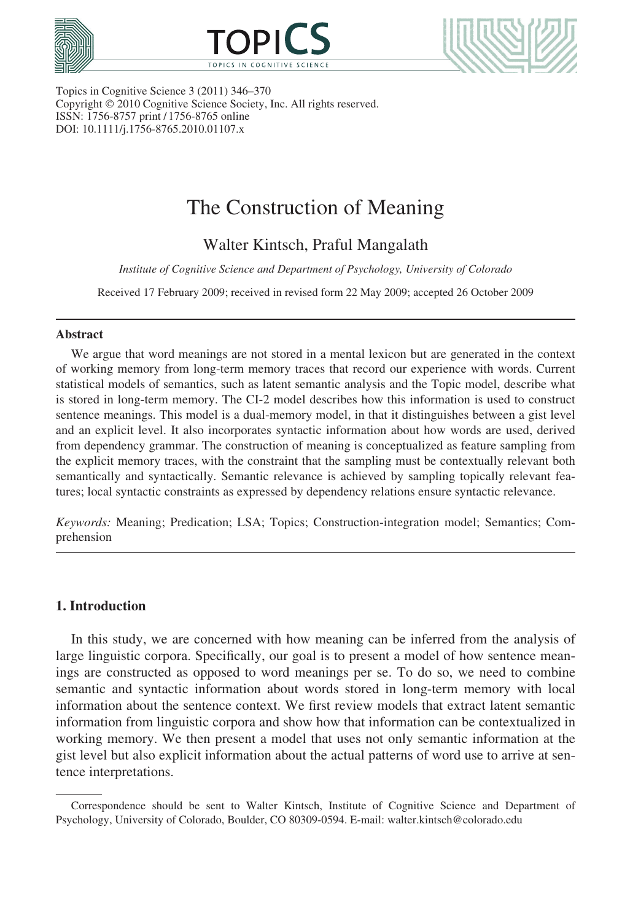Topics in Cognitive Science 3 (2011) 346–370
Copyright © 2010 Cognitive Science Society, Inc. All rights reserved.
ISSN: 1756-8757 print / 1756-8765 online
DOI: 10.1111/j.1756-8765.2010.01107.x

# The Construction of Meaning

Walter Kintsch, Praful Mangalath

*Institute of Cognitive Science and Department of Psychology, University of Colorado*

Received 17 February 2009; received in revised form 22 May 2009; accepted 26 October 2009

## Abstract

We argue that word meanings are not stored in a mental lexicon but are generated in the context of working memory from long-term memory traces that record our experience with words. Current statistical models of semantics, such as latent semantic analysis and the Topic model, describe what is stored in long-term memory. The CI-2 model describes how this information is used to construct sentence meanings. This model is a dual-memory model, in that it distinguishes between a gist level and an explicit level. It also incorporates syntactic information about how words are used, derived from dependency grammar. The construction of meaning is conceptualized as feature sampling from the explicit memory traces, with the constraint that the sampling must be contextually relevant both semantically and syntactically. Semantic relevance is achieved by sampling topically relevant features; local syntactic constraints as expressed by dependency relations ensure syntactic relevance.

*Keywords:* Meaning; Predication; LSA; Topics; Construction-integration model; Semantics; Comprehension

## 1. Introduction

In this study, we are concerned with how meaning can be inferred from the analysis of large linguistic corpora. Specifically, our goal is to present a model of how sentence meanings are constructed as opposed to word meanings per se. To do so, we need to combine semantic and syntactic information about words stored in long-term memory with local information about the sentence context. We first review models that extract latent semantic information from linguistic corpora and show how that information can be contextualized in working memory. We then present a model that uses not only semantic information at the gist level but also explicit information about the actual patterns of word use to arrive at sentence interpretations.

---

Correspondence should be sent to Walter Kintsch, Institute of Cognitive Science and Department of Psychology, University of Colorado, Boulder, CO 80309-0594. E-mail: walter.kintsch@colorado.edu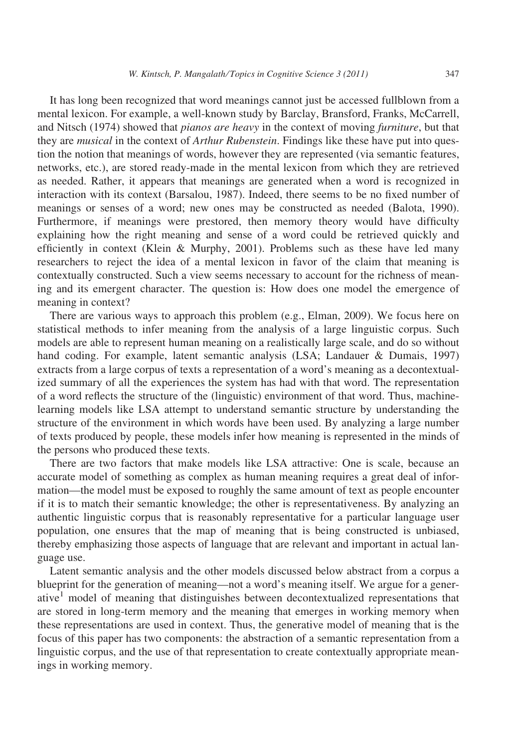It has long been recognized that word meanings cannot just be accessed fullblown from a mental lexicon. For example, a well-known study by Barclay, Bransford, Franks, McCarrell, and Nitsch (1974) showed that *pianos are heavy* in the context of moving *furniture*, but that they are *musical* in the context of *Arthur Rubenstein*. Findings like these have put into question the notion that meanings of words, however they are represented (via semantic features, networks, etc.), are stored ready-made in the mental lexicon from which they are retrieved as needed. Rather, it appears that meanings are generated when a word is recognized in interaction with its context (Barsalou, 1987). Indeed, there seems to be no fixed number of meanings or senses of a word; new ones may be constructed as needed (Balota, 1990). Furthermore, if meanings were prestored, then memory theory would have difficulty explaining how the right meaning and sense of a word could be retrieved quickly and efficiently in context (Klein & Murphy, 2001). Problems such as these have led many researchers to reject the idea of a mental lexicon in favor of the claim that meaning is contextually constructed. Such a view seems necessary to account for the richness of meaning and its emergent character. The question is: How does one model the emergence of meaning in context?

There are various ways to approach this problem (e.g., Elman, 2009). We focus here on statistical methods to infer meaning from the analysis of a large linguistic corpus. Such models are able to represent human meaning on a realistically large scale, and do so without hand coding. For example, latent semantic analysis (LSA; Landauer & Dumais, 1997) extracts from a large corpus of texts a representation of a word's meaning as a decontextualized summary of all the experiences the system has had with that word. The representation of a word reflects the structure of the (linguistic) environment of that word. Thus, machine-learning models like LSA attempt to understand semantic structure by understanding the structure of the environment in which words have been used. By analyzing a large number of texts produced by people, these models infer how meaning is represented in the minds of the persons who produced these texts.

There are two factors that make models like LSA attractive: One is scale, because an accurate model of something as complex as human meaning requires a great deal of information—the model must be exposed to roughly the same amount of text as people encounter if it is to match their semantic knowledge; the other is representativeness. By analyzing an authentic linguistic corpus that is reasonably representative for a particular language user population, one ensures that the map of meaning that is being constructed is unbiased, thereby emphasizing those aspects of language that are relevant and important in actual language use.

Latent semantic analysis and the other models discussed below abstract from a corpus a blueprint for the generation of meaning—not a word's meaning itself. We argue for a generative[1] model of meaning that distinguishes between decontextualized representations that are stored in long-term memory and the meaning that emerges in working memory when these representations are used in context. Thus, the generative model of meaning that is the focus of this paper has two components: the abstraction of a semantic representation from a linguistic corpus, and the use of that representation to create contextually appropriate meanings in working memory.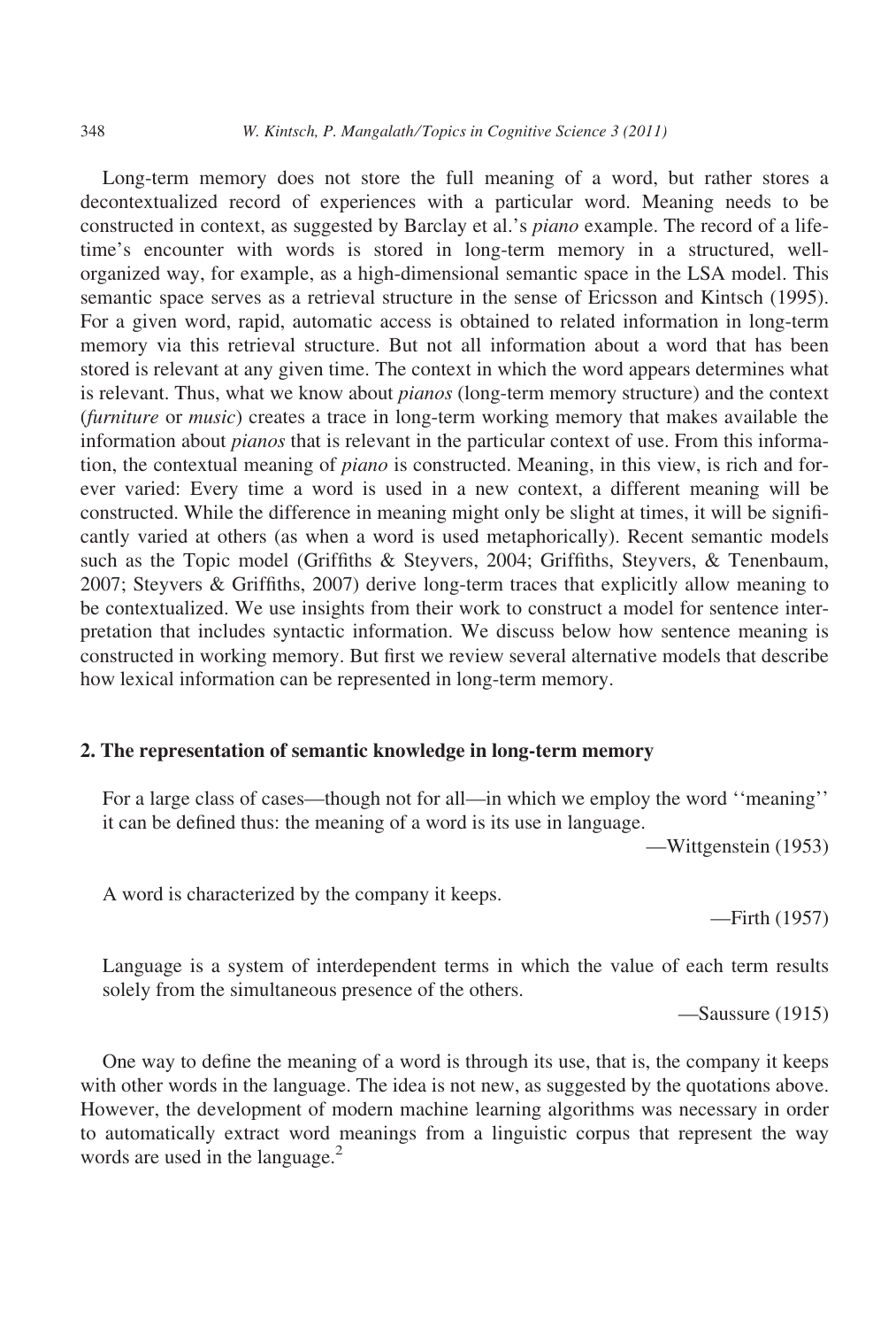Long-term memory does not store the full meaning of a word, but rather stores a decontextualized record of experiences with a particular word. Meaning needs to be constructed in context, as suggested by Barclay et al.'s *piano* example. The record of a lifetime's encounter with words is stored in long-term memory in a structured, well-organized way, for example, as a high-dimensional semantic space in the LSA model. This semantic space serves as a retrieval structure in the sense of Ericsson and Kintsch (1995). For a given word, rapid, automatic access is obtained to related information in long-term memory via this retrieval structure. But not all information about a word that has been stored is relevant at any given time. The context in which the word appears determines what is relevant. Thus, what we know about *pianos* (long-term memory structure) and the context (*furniture* or *music*) creates a trace in long-term working memory that makes available the information about *pianos* that is relevant in the particular context of use. From this information, the contextual meaning of *piano* is constructed. Meaning, in this view, is rich and forever varied: Every time a word is used in a new context, a different meaning will be constructed. While the difference in meaning might only be slight at times, it will be significantly varied at others (as when a word is used metaphorically). Recent semantic models such as the Topic model (Griffiths & Steyvers, 2004; Griffiths, Steyvers, & Tenenbaum, 2007; Steyvers & Griffiths, 2007) derive long-term traces that explicitly allow meaning to be contextualized. We use insights from their work to construct a model for sentence interpretation that includes syntactic information. We discuss below how sentence meaning is constructed in working memory. But first we review several alternative models that describe how lexical information can be represented in long-term memory.

## 2. The representation of semantic knowledge in long-term memory

> For a large class of cases—though not for all—in which we employ the word ''meaning'' it can be defined thus: the meaning of a word is its use in language.
>
> —Wittgenstein (1953)

> A word is characterized by the company it keeps.
>
> —Firth (1957)

> Language is a system of interdependent terms in which the value of each term results solely from the simultaneous presence of the others.
>
> —Saussure (1915)

One way to define the meaning of a word is through its use, that is, the company it keeps with other words in the language. The idea is not new, as suggested by the quotations above. However, the development of modern machine learning algorithms was necessary in order to automatically extract word meanings from a linguistic corpus that represent the way words are used in the language.[2]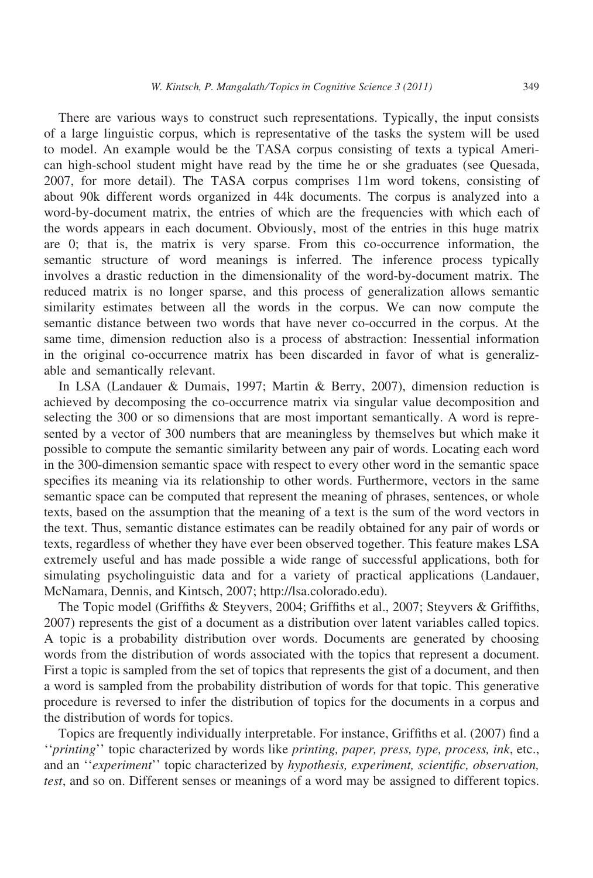There are various ways to construct such representations. Typically, the input consists of a large linguistic corpus, which is representative of the tasks the system will be used to model. An example would be the TASA corpus consisting of texts a typical American high-school student might have read by the time he or she graduates (see Quesada, 2007, for more detail). The TASA corpus comprises 11m word tokens, consisting of about 90k different words organized in 44k documents. The corpus is analyzed into a word-by-document matrix, the entries of which are the frequencies with which each of the words appears in each document. Obviously, most of the entries in this huge matrix are 0; that is, the matrix is very sparse. From this co-occurrence information, the semantic structure of word meanings is inferred. The inference process typically involves a drastic reduction in the dimensionality of the word-by-document matrix. The reduced matrix is no longer sparse, and this process of generalization allows semantic similarity estimates between all the words in the corpus. We can now compute the semantic distance between two words that have never co-occurred in the corpus. At the same time, dimension reduction also is a process of abstraction: Inessential information in the original co-occurrence matrix has been discarded in favor of what is generalizable and semantically relevant.

In LSA (Landauer & Dumais, 1997; Martin & Berry, 2007), dimension reduction is achieved by decomposing the co-occurrence matrix via singular value decomposition and selecting the 300 or so dimensions that are most important semantically. A word is represented by a vector of 300 numbers that are meaningless by themselves but which make it possible to compute the semantic similarity between any pair of words. Locating each word in the 300-dimension semantic space with respect to every other word in the semantic space specifies its meaning via its relationship to other words. Furthermore, vectors in the same semantic space can be computed that represent the meaning of phrases, sentences, or whole texts, based on the assumption that the meaning of a text is the sum of the word vectors in the text. Thus, semantic distance estimates can be readily obtained for any pair of words or texts, regardless of whether they have ever been observed together. This feature makes LSA extremely useful and has made possible a wide range of successful applications, both for simulating psycholinguistic data and for a variety of practical applications (Landauer, McNamara, Dennis, and Kintsch, 2007; http://lsa.colorado.edu).

The Topic model (Griffiths & Steyvers, 2004; Griffiths et al., 2007; Steyvers & Griffiths, 2007) represents the gist of a document as a distribution over latent variables called topics. A topic is a probability distribution over words. Documents are generated by choosing words from the distribution of words associated with the topics that represent a document. First a topic is sampled from the set of topics that represents the gist of a document, and then a word is sampled from the probability distribution of words for that topic. This generative procedure is reversed to infer the distribution of topics for the documents in a corpus and the distribution of words for topics.

Topics are frequently individually interpretable. For instance, Griffiths et al. (2007) find a ''*printing*'' topic characterized by words like *printing, paper, press, type, process, ink*, etc., and an ''*experiment*'' topic characterized by *hypothesis, experiment, scientific, observation, test*, and so on. Different senses or meanings of a word may be assigned to different topics.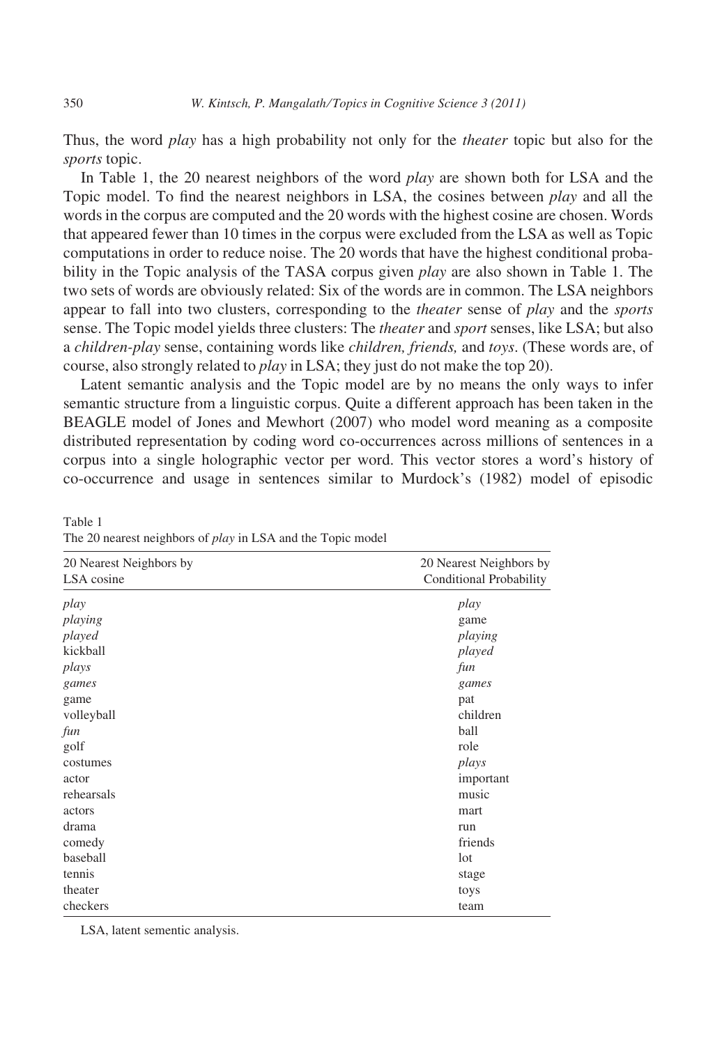Thus, the word *play* has a high probability not only for the *theater* topic but also for the *sports* topic.

In Table 1, the 20 nearest neighbors of the word *play* are shown both for LSA and the Topic model. To find the nearest neighbors in LSA, the cosines between *play* and all the words in the corpus are computed and the 20 words with the highest cosine are chosen. Words that appeared fewer than 10 times in the corpus were excluded from the LSA as well as Topic computations in order to reduce noise. The 20 words that have the highest conditional probability in the Topic analysis of the TASA corpus given *play* are also shown in Table 1. The two sets of words are obviously related: Six of the words are in common. The LSA neighbors appear to fall into two clusters, corresponding to the *theater* sense of *play* and the *sports* sense. The Topic model yields three clusters: The *theater* and *sport* senses, like LSA; but also a *children-play* sense, containing words like *children, friends,* and *toys*. (These words are, of course, also strongly related to *play* in LSA; they just do not make the top 20).

Latent semantic analysis and the Topic model are by no means the only ways to infer semantic structure from a linguistic corpus. Quite a different approach has been taken in the BEAGLE model of Jones and Mewhort (2007) who model word meaning as a composite distributed representation by coding word co-occurrences across millions of sentences in a corpus into a single holographic vector per word. This vector stores a word's history of co-occurrence and usage in sentences similar to Murdock's (1982) model of episodic

Table 1
The 20 nearest neighbors of *play* in LSA and the Topic model

| 20 Nearest Neighbors by LSA cosine | 20 Nearest Neighbors by Conditional Probability |
|---|---|
| *play* | *play* |
| *playing* | game |
| *played* | *playing* |
| kickball | *played* |
| *plays* | *fun* |
| *games* | *games* |
| game | pat |
| volleyball | children |
| *fun* | ball |
| golf | role |
| costumes | *plays* |
| actor | important |
| rehearsals | music |
| actors | mart |
| drama | run |
| comedy | friends |
| baseball | lot |
| tennis | stage |
| theater | toys |
| checkers | team |

LSA, latent sementic analysis.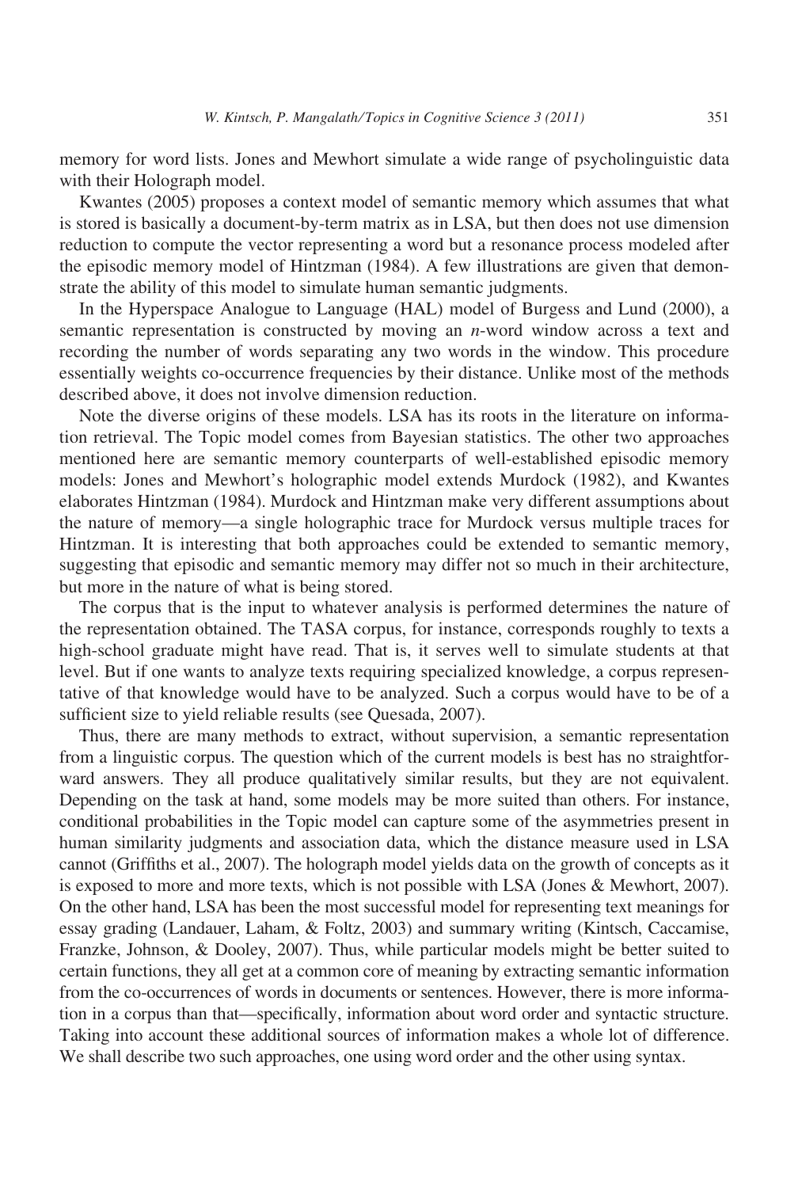memory for word lists. Jones and Mewhort simulate a wide range of psycholinguistic data with their Holograph model.

Kwantes (2005) proposes a context model of semantic memory which assumes that what is stored is basically a document-by-term matrix as in LSA, but then does not use dimension reduction to compute the vector representing a word but a resonance process modeled after the episodic memory model of Hintzman (1984). A few illustrations are given that demonstrate the ability of this model to simulate human semantic judgments.

In the Hyperspace Analogue to Language (HAL) model of Burgess and Lund (2000), a semantic representation is constructed by moving an *n*-word window across a text and recording the number of words separating any two words in the window. This procedure essentially weights co-occurrence frequencies by their distance. Unlike most of the methods described above, it does not involve dimension reduction.

Note the diverse origins of these models. LSA has its roots in the literature on information retrieval. The Topic model comes from Bayesian statistics. The other two approaches mentioned here are semantic memory counterparts of well-established episodic memory models: Jones and Mewhort's holographic model extends Murdock (1982), and Kwantes elaborates Hintzman (1984). Murdock and Hintzman make very different assumptions about the nature of memory—a single holographic trace for Murdock versus multiple traces for Hintzman. It is interesting that both approaches could be extended to semantic memory, suggesting that episodic and semantic memory may differ not so much in their architecture, but more in the nature of what is being stored.

The corpus that is the input to whatever analysis is performed determines the nature of the representation obtained. The TASA corpus, for instance, corresponds roughly to texts a high-school graduate might have read. That is, it serves well to simulate students at that level. But if one wants to analyze texts requiring specialized knowledge, a corpus representative of that knowledge would have to be analyzed. Such a corpus would have to be of a sufficient size to yield reliable results (see Quesada, 2007).

Thus, there are many methods to extract, without supervision, a semantic representation from a linguistic corpus. The question which of the current models is best has no straightforward answers. They all produce qualitatively similar results, but they are not equivalent. Depending on the task at hand, some models may be more suited than others. For instance, conditional probabilities in the Topic model can capture some of the asymmetries present in human similarity judgments and association data, which the distance measure used in LSA cannot (Griffiths et al., 2007). The holograph model yields data on the growth of concepts as it is exposed to more and more texts, which is not possible with LSA (Jones & Mewhort, 2007). On the other hand, LSA has been the most successful model for representing text meanings for essay grading (Landauer, Laham, & Foltz, 2003) and summary writing (Kintsch, Caccamise, Franzke, Johnson, & Dooley, 2007). Thus, while particular models might be better suited to certain functions, they all get at a common core of meaning by extracting semantic information from the co-occurrences of words in documents or sentences. However, there is more information in a corpus than that—specifically, information about word order and syntactic structure. Taking into account these additional sources of information makes a whole lot of difference. We shall describe two such approaches, one using word order and the other using syntax.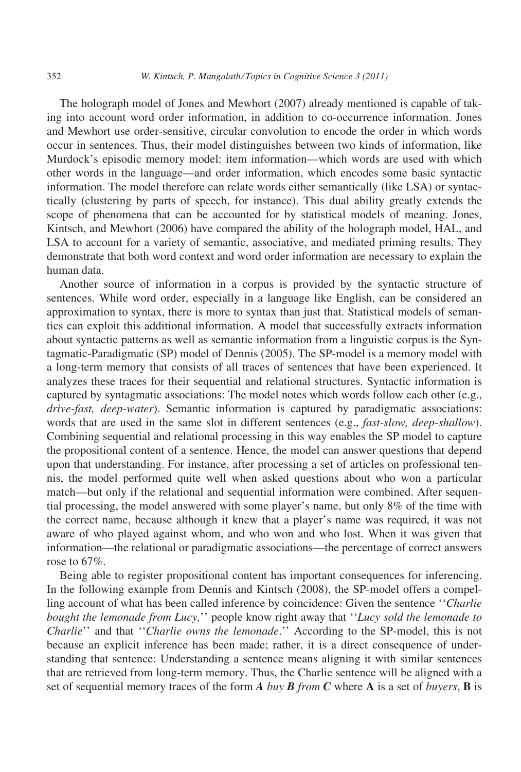The holograph model of Jones and Mewhort (2007) already mentioned is capable of taking into account word order information, in addition to co-occurrence information. Jones and Mewhort use order-sensitive, circular convolution to encode the order in which words occur in sentences. Thus, their model distinguishes between two kinds of information, like Murdock's episodic memory model: item information—which words are used with which other words in the language—and order information, which encodes some basic syntactic information. The model therefore can relate words either semantically (like LSA) or syntactically (clustering by parts of speech, for instance). This dual ability greatly extends the scope of phenomena that can be accounted for by statistical models of meaning. Jones, Kintsch, and Mewhort (2006) have compared the ability of the holograph model, HAL, and LSA to account for a variety of semantic, associative, and mediated priming results. They demonstrate that both word context and word order information are necessary to explain the human data.

Another source of information in a corpus is provided by the syntactic structure of sentences. While word order, especially in a language like English, can be considered an approximation to syntax, there is more to syntax than just that. Statistical models of semantics can exploit this additional information. A model that successfully extracts information about syntactic patterns as well as semantic information from a linguistic corpus is the Syntagmatic-Paradigmatic (SP) model of Dennis (2005). The SP-model is a memory model with a long-term memory that consists of all traces of sentences that have been experienced. It analyzes these traces for their sequential and relational structures. Syntactic information is captured by syntagmatic associations: The model notes which words follow each other (e.g., *drive-fast, deep-water*). Semantic information is captured by paradigmatic associations: words that are used in the same slot in different sentences (e.g., *fast-slow, deep-shallow*). Combining sequential and relational processing in this way enables the SP model to capture the propositional content of a sentence. Hence, the model can answer questions that depend upon that understanding. For instance, after processing a set of articles on professional tennis, the model performed quite well when asked questions about who won a particular match—but only if the relational and sequential information were combined. After sequential processing, the model answered with some player's name, but only 8% of the time with the correct name, because although it knew that a player's name was required, it was not aware of who played against whom, and who won and who lost. When it was given that information—the relational or paradigmatic associations—the percentage of correct answers rose to 67%.

Being able to register propositional content has important consequences for inferencing. In the following example from Dennis and Kintsch (2008), the SP-model offers a compelling account of what has been called inference by coincidence: Given the sentence ''*Charlie bought the lemonade from Lucy,*'' people know right away that ''*Lucy sold the lemonade to Charlie*'' and that ''*Charlie owns the lemonade*.'' According to the SP-model, this is not because an explicit inference has been made; rather, it is a direct consequence of understanding that sentence: Understanding a sentence means aligning it with similar sentences that are retrieved from long-term memory. Thus, the Charlie sentence will be aligned with a set of sequential memory traces of the form ***A*** *buy* ***B*** *from* ***C*** where **A** is a set of *buyers*, **B** is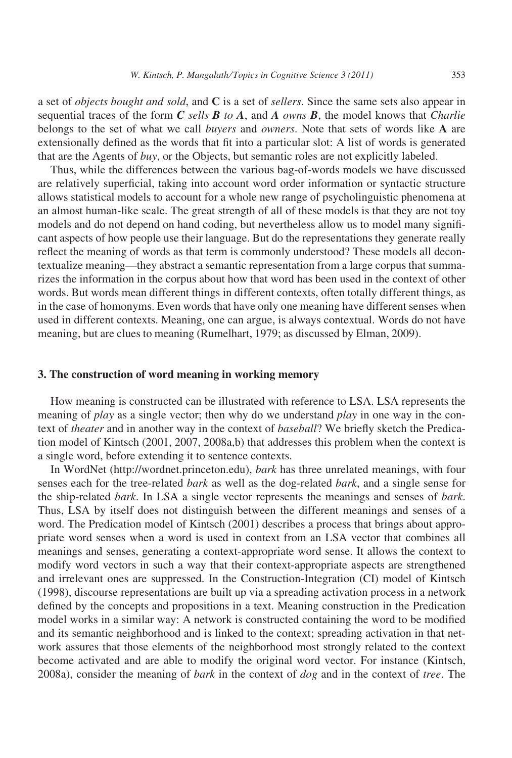a set of *objects bought and sold*, and **C** is a set of *sellers*. Since the same sets also appear in sequential traces of the form ***C*** *sells* ***B*** *to* ***A***, and ***A*** *owns* ***B***, the model knows that *Charlie* belongs to the set of what we call *buyers* and *owners*. Note that sets of words like **A** are extensionally defined as the words that fit into a particular slot: A list of words is generated that are the Agents of *buy*, or the Objects, but semantic roles are not explicitly labeled.

Thus, while the differences between the various bag-of-words models we have discussed are relatively superficial, taking into account word order information or syntactic structure allows statistical models to account for a whole new range of psycholinguistic phenomena at an almost human-like scale. The great strength of all of these models is that they are not toy models and do not depend on hand coding, but nevertheless allow us to model many significant aspects of how people use their language. But do the representations they generate really reflect the meaning of words as that term is commonly understood? These models all decontextualize meaning—they abstract a semantic representation from a large corpus that summarizes the information in the corpus about how that word has been used in the context of other words. But words mean different things in different contexts, often totally different things, as in the case of homonyms. Even words that have only one meaning have different senses when used in different contexts. Meaning, one can argue, is always contextual. Words do not have meaning, but are clues to meaning (Rumelhart, 1979; as discussed by Elman, 2009).

## 3. The construction of word meaning in working memory

How meaning is constructed can be illustrated with reference to LSA. LSA represents the meaning of *play* as a single vector; then why do we understand *play* in one way in the context of *theater* and in another way in the context of *baseball*? We briefly sketch the Predication model of Kintsch (2001, 2007, 2008a,b) that addresses this problem when the context is a single word, before extending it to sentence contexts.

In WordNet (http://wordnet.princeton.edu), *bark* has three unrelated meanings, with four senses each for the tree-related *bark* as well as the dog-related *bark*, and a single sense for the ship-related *bark*. In LSA a single vector represents the meanings and senses of *bark*. Thus, LSA by itself does not distinguish between the different meanings and senses of a word. The Predication model of Kintsch (2001) describes a process that brings about appropriate word senses when a word is used in context from an LSA vector that combines all meanings and senses, generating a context-appropriate word sense. It allows the context to modify word vectors in such a way that their context-appropriate aspects are strengthened and irrelevant ones are suppressed. In the Construction-Integration (CI) model of Kintsch (1998), discourse representations are built up via a spreading activation process in a network defined by the concepts and propositions in a text. Meaning construction in the Predication model works in a similar way: A network is constructed containing the word to be modified and its semantic neighborhood and is linked to the context; spreading activation in that network assures that those elements of the neighborhood most strongly related to the context become activated and are able to modify the original word vector. For instance (Kintsch, 2008a), consider the meaning of *bark* in the context of *dog* and in the context of *tree*. The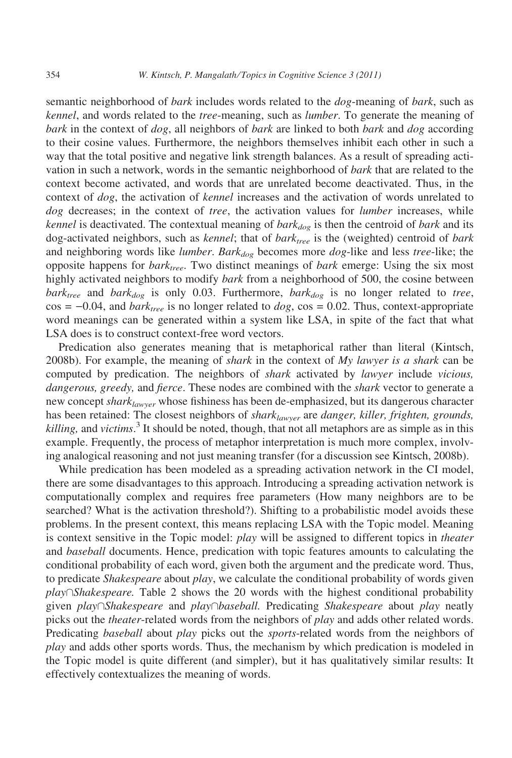semantic neighborhood of *bark* includes words related to the *dog*-meaning of *bark*, such as *kennel*, and words related to the *tree*-meaning, such as *lumber*. To generate the meaning of *bark* in the context of *dog*, all neighbors of *bark* are linked to both *bark* and *dog* according to their cosine values. Furthermore, the neighbors themselves inhibit each other in such a way that the total positive and negative link strength balances. As a result of spreading activation in such a network, words in the semantic neighborhood of *bark* that are related to the context become activated, and words that are unrelated become deactivated. Thus, in the context of *dog*, the activation of *kennel* increases and the activation of words unrelated to *dog* decreases; in the context of *tree*, the activation values for *lumber* increases, while *kennel* is deactivated. The contextual meaning of $bark_{dog}$ is then the centroid of *bark* and its dog-activated neighbors, such as *kennel*; that of $bark_{tree}$ is the (weighted) centroid of *bark* and neighboring words like *lumber*. $Bark_{dog}$ becomes more *dog*-like and less *tree*-like; the opposite happens for $bark_{tree}$. Two distinct meanings of *bark* emerge: Using the six most highly activated neighbors to modify *bark* from a neighborhood of 500, the cosine between $bark_{tree}$ and $bark_{dog}$ is only 0.03. Furthermore, $bark_{dog}$ is no longer related to *tree*, cos = −0.04, and $bark_{tree}$ is no longer related to *dog*, cos = 0.02. Thus, context-appropriate word meanings can be generated within a system like LSA, in spite of the fact that what LSA does is to construct context-free word vectors.

Predication also generates meaning that is metaphorical rather than literal (Kintsch, 2008b). For example, the meaning of *shark* in the context of *My lawyer is a shark* can be computed by predication. The neighbors of *shark* activated by *lawyer* include *vicious, dangerous, greedy,* and *fierce*. These nodes are combined with the *shark* vector to generate a new concept $shark_{lawyer}$ whose fishiness has been de-emphasized, but its dangerous character has been retained: The closest neighbors of $shark_{lawyer}$ are *danger, killer, frighten, grounds, killing,* and *victims*.[3] It should be noted, though, that not all metaphors are as simple as in this example. Frequently, the process of metaphor interpretation is much more complex, involving analogical reasoning and not just meaning transfer (for a discussion see Kintsch, 2008b).

While predication has been modeled as a spreading activation network in the CI model, there are some disadvantages to this approach. Introducing a spreading activation network is computationally complex and requires free parameters (How many neighbors are to be searched? What is the activation threshold?). Shifting to a probabilistic model avoids these problems. In the present context, this means replacing LSA with the Topic model. Meaning is context sensitive in the Topic model: *play* will be assigned to different topics in *theater* and *baseball* documents. Hence, predication with topic features amounts to calculating the conditional probability of each word, given both the argument and the predicate word. Thus, to predicate *Shakespeare* about *play*, we calculate the conditional probability of words given *play*∩*Shakespeare.* Table 2 shows the 20 words with the highest conditional probability given *play*∩*Shakespeare* and *play*∩*baseball.* Predicating *Shakespeare* about *play* neatly picks out the *theater*-related words from the neighbors of *play* and adds other related words. Predicating *baseball* about *play* picks out the *sports*-related words from the neighbors of *play* and adds other sports words. Thus, the mechanism by which predication is modeled in the Topic model is quite different (and simpler), but it has qualitatively similar results: It effectively contextualizes the meaning of words.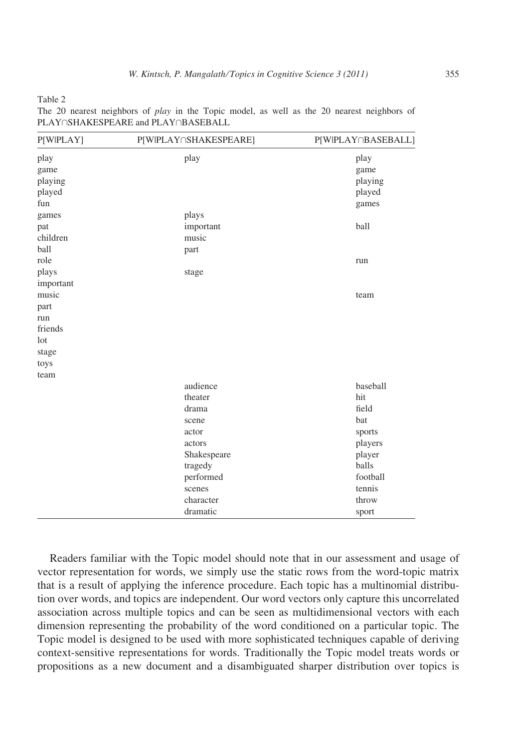Table 2
The 20 nearest neighbors of *play* in the Topic model, as well as the 20 nearest neighbors of PLAY∩SHAKESPEARE and PLAY∩BASEBALL

| P[W\|PLAY] | P[W\|PLAY∩SHAKESPEARE] | P[W\|PLAY∩BASEBALL] |
|---|---|---|
| play | play | play |
| game | | game |
| playing | | playing |
| played | | played |
| fun | | games |
| games | plays | |
| pat | important | ball |
| children | music | |
| ball | part | |
| role | | run |
| plays | stage | |
| important | | |
| music | | team |
| part | | |
| run | | |
| friends | | |
| lot | | |
| stage | | |
| toys | | |
| team | | |
| | audience | baseball |
| | theater | hit |
| | drama | field |
| | scene | bat |
| | actor | sports |
| | actors | players |
| | Shakespeare | player |
| | tragedy | balls |
| | performed | football |
| | scenes | tennis |
| | character | throw |
| | dramatic | sport |

Readers familiar with the Topic model should note that in our assessment and usage of vector representation for words, we simply use the static rows from the word-topic matrix that is a result of applying the inference procedure. Each topic has a multinomial distribution over words, and topics are independent. Our word vectors only capture this uncorrelated association across multiple topics and can be seen as multidimensional vectors with each dimension representing the probability of the word conditioned on a particular topic. The Topic model is designed to be used with more sophisticated techniques capable of deriving context-sensitive representations for words. Traditionally the Topic model treats words or propositions as a new document and a disambiguated sharper distribution over topics is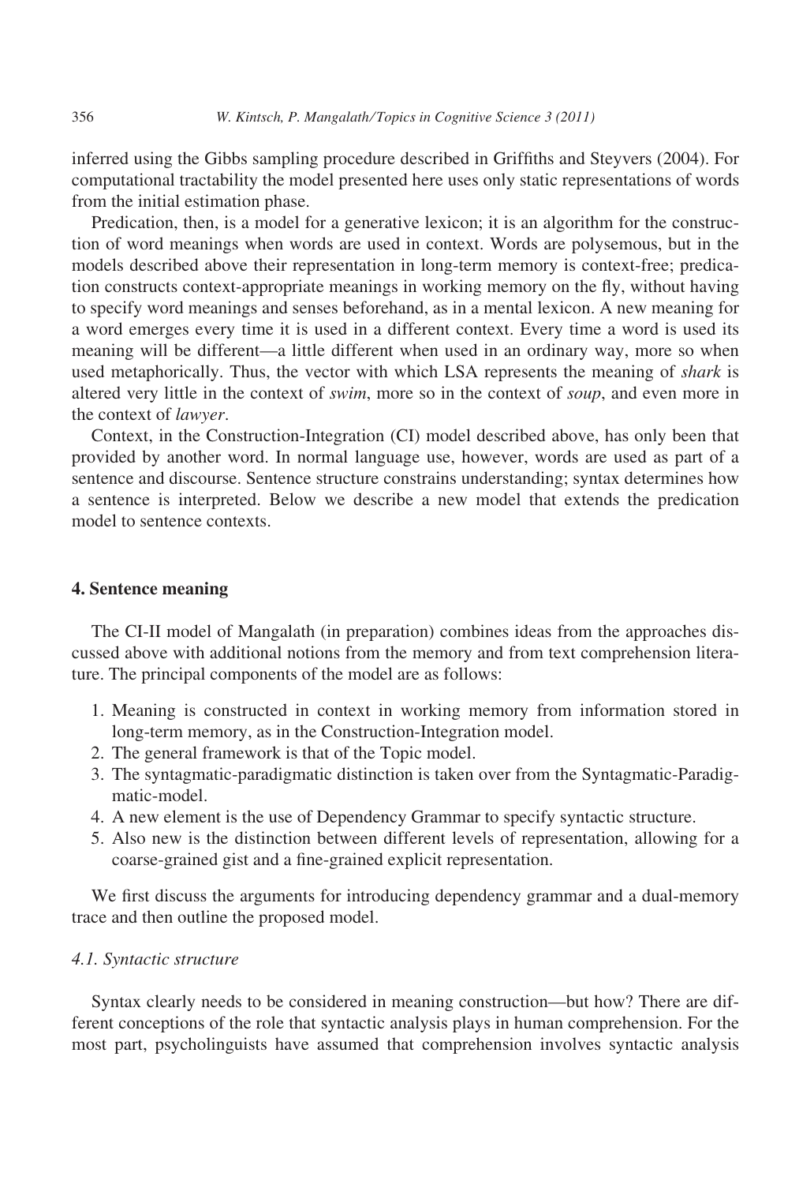inferred using the Gibbs sampling procedure described in Griffiths and Steyvers (2004). For computational tractability the model presented here uses only static representations of words from the initial estimation phase.

Predication, then, is a model for a generative lexicon; it is an algorithm for the construction of word meanings when words are used in context. Words are polysemous, but in the models described above their representation in long-term memory is context-free; predication constructs context-appropriate meanings in working memory on the fly, without having to specify word meanings and senses beforehand, as in a mental lexicon. A new meaning for a word emerges every time it is used in a different context. Every time a word is used its meaning will be different—a little different when used in an ordinary way, more so when used metaphorically. Thus, the vector with which LSA represents the meaning of *shark* is altered very little in the context of *swim*, more so in the context of *soup*, and even more in the context of *lawyer*.

Context, in the Construction-Integration (CI) model described above, has only been that provided by another word. In normal language use, however, words are used as part of a sentence and discourse. Sentence structure constrains understanding; syntax determines how a sentence is interpreted. Below we describe a new model that extends the predication model to sentence contexts.

## 4. Sentence meaning

The CI-II model of Mangalath (in preparation) combines ideas from the approaches discussed above with additional notions from the memory and from text comprehension literature. The principal components of the model are as follows:

1. Meaning is constructed in context in working memory from information stored in long-term memory, as in the Construction-Integration model.
2. The general framework is that of the Topic model.
3. The syntagmatic-paradigmatic distinction is taken over from the Syntagmatic-Paradigmatic-model.
4. A new element is the use of Dependency Grammar to specify syntactic structure.
5. Also new is the distinction between different levels of representation, allowing for a coarse-grained gist and a fine-grained explicit representation.

We first discuss the arguments for introducing dependency grammar and a dual-memory trace and then outline the proposed model.

### *4.1. Syntactic structure*

Syntax clearly needs to be considered in meaning construction—but how? There are different conceptions of the role that syntactic analysis plays in human comprehension. For the most part, psycholinguists have assumed that comprehension involves syntactic analysis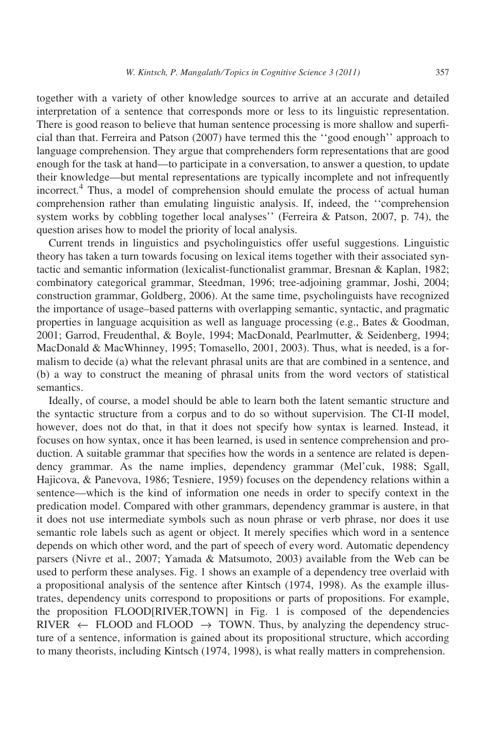together with a variety of other knowledge sources to arrive at an accurate and detailed interpretation of a sentence that corresponds more or less to its linguistic representation. There is good reason to believe that human sentence processing is more shallow and superficial than that. Ferreira and Patson (2007) have termed this the ''good enough'' approach to language comprehension. They argue that comprehenders form representations that are good enough for the task at hand—to participate in a conversation, to answer a question, to update their knowledge—but mental representations are typically incomplete and not infrequently incorrect.[4] Thus, a model of comprehension should emulate the process of actual human comprehension rather than emulating linguistic analysis. If, indeed, the ''comprehension system works by cobbling together local analyses'' (Ferreira & Patson, 2007, p. 74), the question arises how to model the priority of local analysis.

Current trends in linguistics and psycholinguistics offer useful suggestions. Linguistic theory has taken a turn towards focusing on lexical items together with their associated syntactic and semantic information (lexicalist-functionalist grammar, Bresnan & Kaplan, 1982; combinatory categorical grammar, Steedman, 1996; tree-adjoining grammar, Joshi, 2004; construction grammar, Goldberg, 2006). At the same time, psycholinguists have recognized the importance of usage–based patterns with overlapping semantic, syntactic, and pragmatic properties in language acquisition as well as language processing (e.g., Bates & Goodman, 2001; Garrod, Freudenthal, & Boyle, 1994; MacDonald, Pearlmutter, & Seidenberg, 1994; MacDonald & MacWhinney, 1995; Tomasello, 2001, 2003). Thus, what is needed, is a formalism to decide (a) what the relevant phrasal units are that are combined in a sentence, and (b) a way to construct the meaning of phrasal units from the word vectors of statistical semantics.

Ideally, of course, a model should be able to learn both the latent semantic structure and the syntactic structure from a corpus and to do so without supervision. The CI-II model, however, does not do that, in that it does not specify how syntax is learned. Instead, it focuses on how syntax, once it has been learned, is used in sentence comprehension and production. A suitable grammar that specifies how the words in a sentence are related is dependency grammar. As the name implies, dependency grammar (Mel'cuk, 1988; Sgall, Hajicova, & Panevova, 1986; Tesniere, 1959) focuses on the dependency relations within a sentence—which is the kind of information one needs in order to specify context in the predication model. Compared with other grammars, dependency grammar is austere, in that it does not use intermediate symbols such as noun phrase or verb phrase, nor does it use semantic role labels such as agent or object. It merely specifies which word in a sentence depends on which other word, and the part of speech of every word. Automatic dependency parsers (Nivre et al., 2007; Yamada & Matsumoto, 2003) available from the Web can be used to perform these analyses. Fig. 1 shows an example of a dependency tree overlaid with a propositional analysis of the sentence after Kintsch (1974, 1998). As the example illustrates, dependency units correspond to propositions or parts of propositions. For example, the proposition FLOOD[RIVER,TOWN] in Fig. 1 is composed of the dependencies RIVER $\leftarrow$ FLOOD and FLOOD $\rightarrow$ TOWN. Thus, by analyzing the dependency structure of a sentence, information is gained about its propositional structure, which according to many theorists, including Kintsch (1974, 1998), is what really matters in comprehension.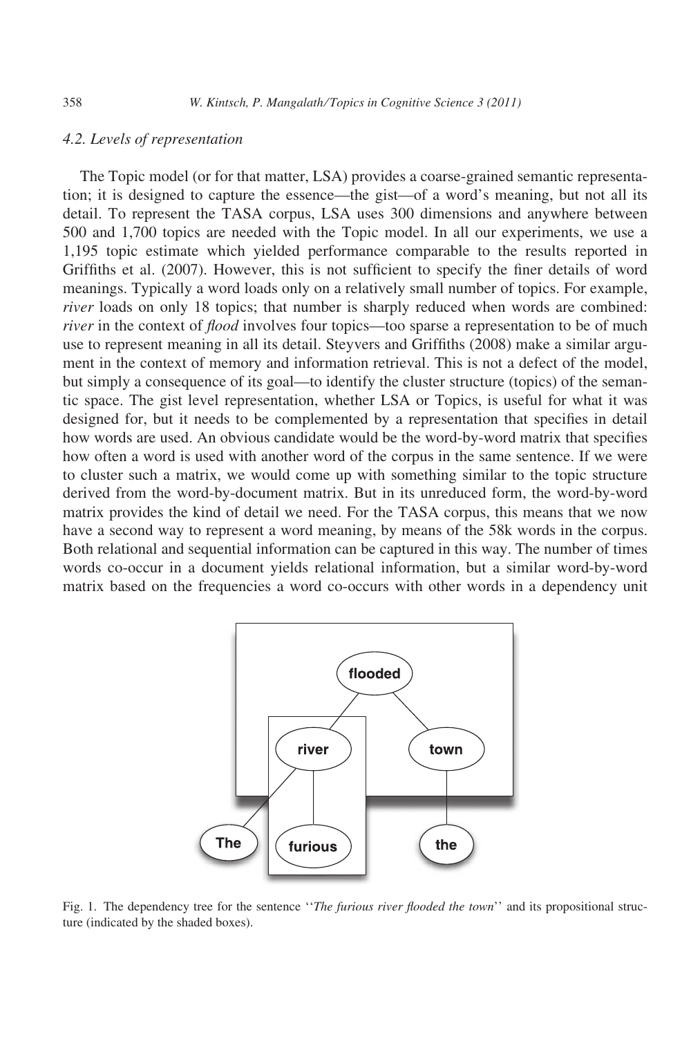### 4.2. Levels of representation

The Topic model (or for that matter, LSA) provides a coarse-grained semantic representation; it is designed to capture the essence—the gist—of a word's meaning, but not all its detail. To represent the TASA corpus, LSA uses 300 dimensions and anywhere between 500 and 1,700 topics are needed with the Topic model. In all our experiments, we use a 1,195 topic estimate which yielded performance comparable to the results reported in Griffiths et al. (2007). However, this is not sufficient to specify the finer details of word meanings. Typically a word loads only on a relatively small number of topics. For example, *river* loads on only 18 topics; that number is sharply reduced when words are combined: *river* in the context of *flood* involves four topics—too sparse a representation to be of much use to represent meaning in all its detail. Steyvers and Griffiths (2008) make a similar argument in the context of memory and information retrieval. This is not a defect of the model, but simply a consequence of its goal—to identify the cluster structure (topics) of the semantic space. The gist level representation, whether LSA or Topics, is useful for what it was designed for, but it needs to be complemented by a representation that specifies in detail how words are used. An obvious candidate would be the word-by-word matrix that specifies how often a word is used with another word of the corpus in the same sentence. If we were to cluster such a matrix, we would come up with something similar to the topic structure derived from the word-by-document matrix. But in its unreduced form, the word-by-word matrix provides the kind of detail we need. For the TASA corpus, this means that we now have a second way to represent a word meaning, by means of the 58k words in the corpus. Both relational and sequential information can be captured in this way. The number of times words co-occur in a document yields relational information, but a similar word-by-word matrix based on the frequencies a word co-occurs with other words in a dependency unit

Fig. 1. The dependency tree for the sentence ''*The furious river flooded the town*'' and its propositional structure (indicated by the shaded boxes).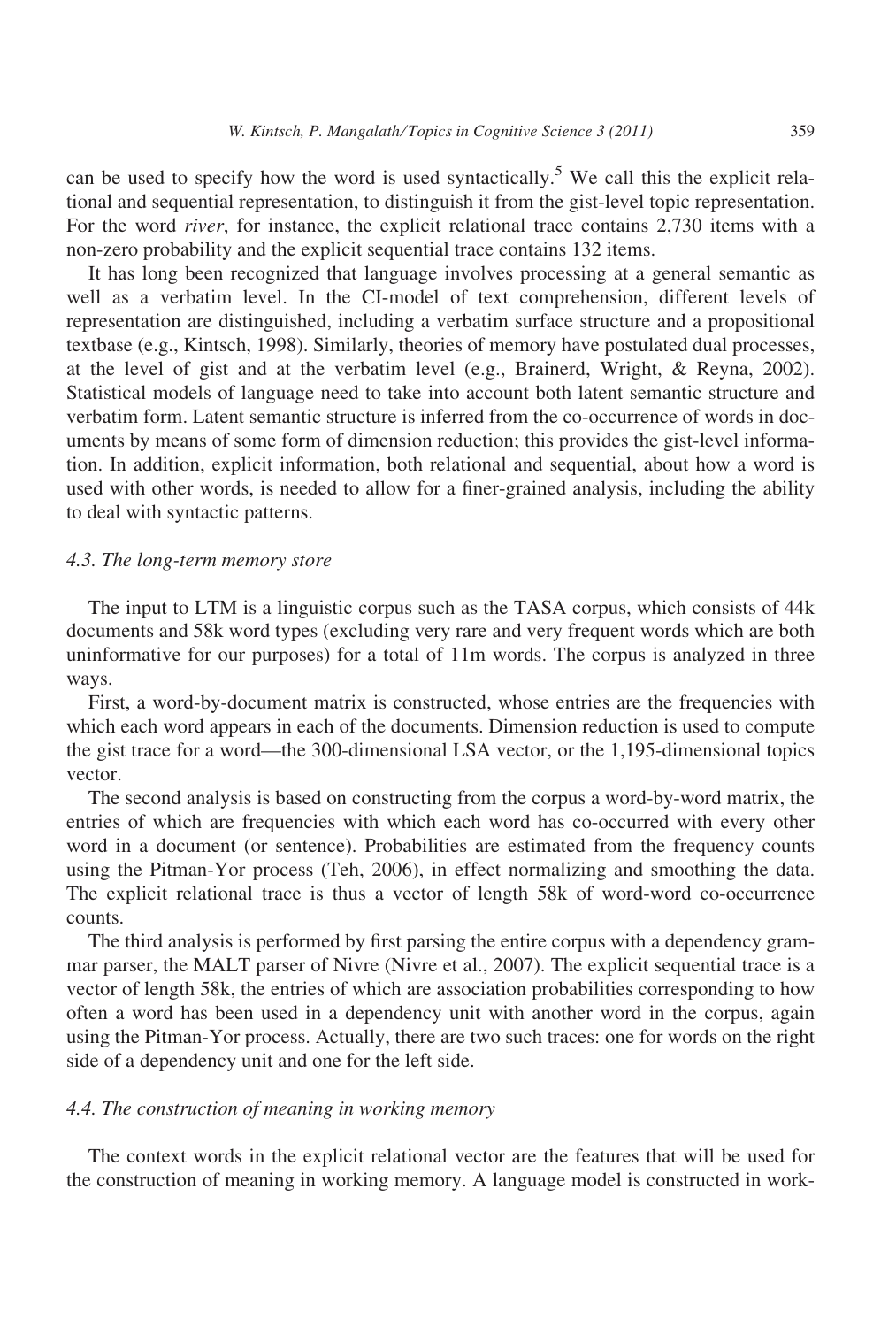can be used to specify how the word is used syntactically.[5] We call this the explicit relational and sequential representation, to distinguish it from the gist-level topic representation. For the word *river*, for instance, the explicit relational trace contains 2,730 items with a non-zero probability and the explicit sequential trace contains 132 items.

It has long been recognized that language involves processing at a general semantic as well as a verbatim level. In the CI-model of text comprehension, different levels of representation are distinguished, including a verbatim surface structure and a propositional textbase (e.g., Kintsch, 1998). Similarly, theories of memory have postulated dual processes, at the level of gist and at the verbatim level (e.g., Brainerd, Wright, & Reyna, 2002). Statistical models of language need to take into account both latent semantic structure and verbatim form. Latent semantic structure is inferred from the co-occurrence of words in documents by means of some form of dimension reduction; this provides the gist-level information. In addition, explicit information, both relational and sequential, about how a word is used with other words, is needed to allow for a finer-grained analysis, including the ability to deal with syntactic patterns.

### 4.3. The long-term memory store

The input to LTM is a linguistic corpus such as the TASA corpus, which consists of 44k documents and 58k word types (excluding very rare and very frequent words which are both uninformative for our purposes) for a total of 11m words. The corpus is analyzed in three ways.

First, a word-by-document matrix is constructed, whose entries are the frequencies with which each word appears in each of the documents. Dimension reduction is used to compute the gist trace for a word—the 300-dimensional LSA vector, or the 1,195-dimensional topics vector.

The second analysis is based on constructing from the corpus a word-by-word matrix, the entries of which are frequencies with which each word has co-occurred with every other word in a document (or sentence). Probabilities are estimated from the frequency counts using the Pitman-Yor process (Teh, 2006), in effect normalizing and smoothing the data. The explicit relational trace is thus a vector of length 58k of word-word co-occurrence counts.

The third analysis is performed by first parsing the entire corpus with a dependency grammar parser, the MALT parser of Nivre (Nivre et al., 2007). The explicit sequential trace is a vector of length 58k, the entries of which are association probabilities corresponding to how often a word has been used in a dependency unit with another word in the corpus, again using the Pitman-Yor process. Actually, there are two such traces: one for words on the right side of a dependency unit and one for the left side.

### 4.4. The construction of meaning in working memory

The context words in the explicit relational vector are the features that will be used for the construction of meaning in working memory. A language model is constructed in work-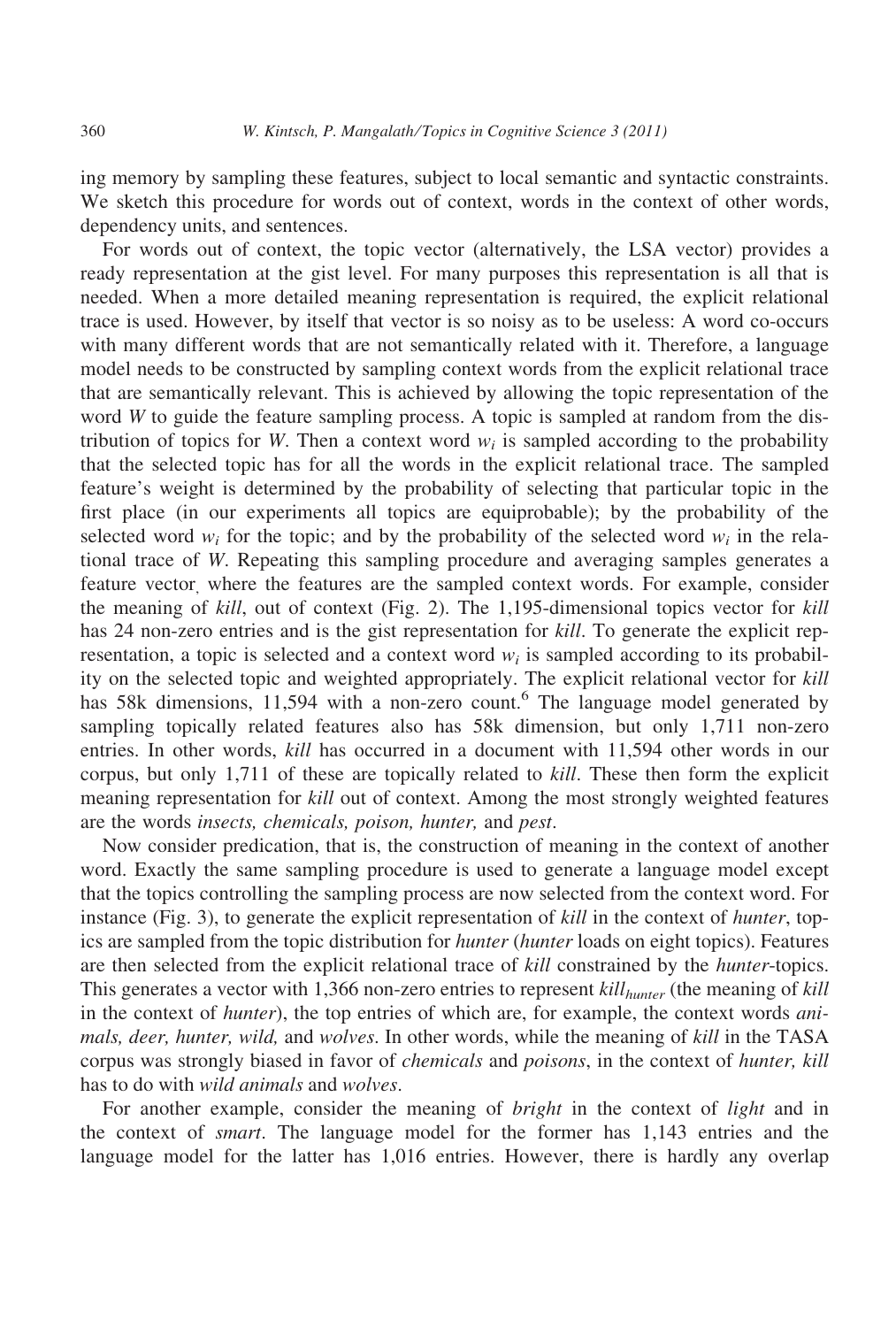ing memory by sampling these features, subject to local semantic and syntactic constraints. We sketch this procedure for words out of context, words in the context of other words, dependency units, and sentences.

For words out of context, the topic vector (alternatively, the LSA vector) provides a ready representation at the gist level. For many purposes this representation is all that is needed. When a more detailed meaning representation is required, the explicit relational trace is used. However, by itself that vector is so noisy as to be useless: A word co-occurs with many different words that are not semantically related with it. Therefore, a language model needs to be constructed by sampling context words from the explicit relational trace that are semantically relevant. This is achieved by allowing the topic representation of the word $W$ to guide the feature sampling process. A topic is sampled at random from the distribution of topics for $W$. Then a context word $w_i$ is sampled according to the probability that the selected topic has for all the words in the explicit relational trace. The sampled feature's weight is determined by the probability of selecting that particular topic in the first place (in our experiments all topics are equiprobable); by the probability of the selected word $w_i$ for the topic; and by the probability of the selected word $w_i$ in the relational trace of $W$. Repeating this sampling procedure and averaging samples generates a feature vector, where the features are the sampled context words. For example, consider the meaning of *kill*, out of context (Fig. 2). The 1,195-dimensional topics vector for *kill* has 24 non-zero entries and is the gist representation for *kill*. To generate the explicit representation, a topic is selected and a context word $w_i$ is sampled according to its probability on the selected topic and weighted appropriately. The explicit relational vector for *kill* has 58k dimensions, 11,594 with a non-zero count.[6] The language model generated by sampling topically related features also has 58k dimension, but only 1,711 non-zero entries. In other words, *kill* has occurred in a document with 11,594 other words in our corpus, but only 1,711 of these are topically related to *kill*. These then form the explicit meaning representation for *kill* out of context. Among the most strongly weighted features are the words *insects, chemicals, poison, hunter,* and *pest*.

Now consider predication, that is, the construction of meaning in the context of another word. Exactly the same sampling procedure is used to generate a language model except that the topics controlling the sampling process are now selected from the context word. For instance (Fig. 3), to generate the explicit representation of *kill* in the context of *hunter*, topics are sampled from the topic distribution for *hunter* (*hunter* loads on eight topics). Features are then selected from the explicit relational trace of *kill* constrained by the *hunter*-topics. This generates a vector with 1,366 non-zero entries to represent $kill_{hunter}$ (the meaning of *kill* in the context of *hunter*), the top entries of which are, for example, the context words *animals, deer, hunter, wild,* and *wolves*. In other words, while the meaning of *kill* in the TASA corpus was strongly biased in favor of *chemicals* and *poisons*, in the context of *hunter, kill* has to do with *wild animals* and *wolves*.

For another example, consider the meaning of *bright* in the context of *light* and in the context of *smart*. The language model for the former has 1,143 entries and the language model for the latter has 1,016 entries. However, there is hardly any overlap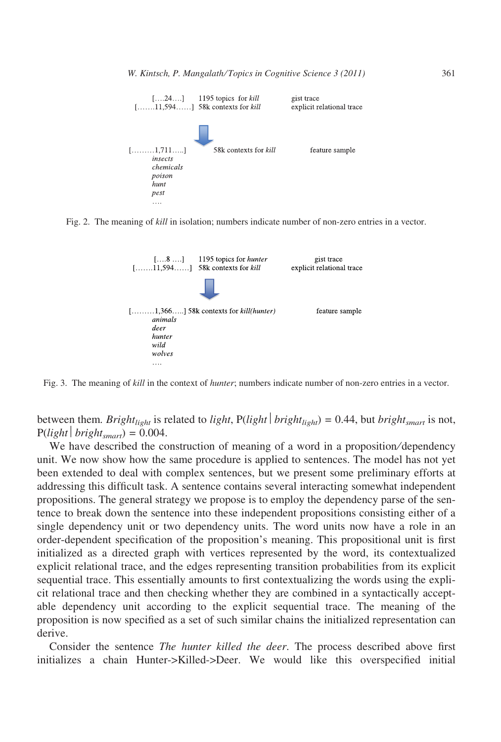```
     [….24….]     1195 topics for kill          gist trace
[…….11,594……]     58k contexts for kill         explicit relational trace

                            ⬇

[………1,711…..]         58k contexts for kill         feature sample
      insects
      chemicals
      poison
      hunt
      pest
      ….
```

Fig. 2. The meaning of *kill* in isolation; numbers indicate number of non-zero entries in a vector.

```
     [….8 ….]     1195 topics for hunter        gist trace
[…….11,594……]     58k contexts for kill         explicit relational trace

                            ⬇

[………1,366…..] 58k contexts for kill(hunter)          feature sample
      animals
      deer
      hunter
      wild
      wolves
      ….
```

Fig. 3. The meaning of *kill* in the context of *hunter*; numbers indicate number of non-zero entries in a vector.

between them. $Bright_{light}$ is related to *light*, P(*light* | $bright_{light}$) = 0.44, but $bright_{smart}$ is not, P(*light* | $bright_{smart}$) = 0.004.

We have described the construction of meaning of a word in a proposition/dependency unit. We now show how the same procedure is applied to sentences. The model has not yet been extended to deal with complex sentences, but we present some preliminary efforts at addressing this difficult task. A sentence contains several interacting somewhat independent propositions. The general strategy we propose is to employ the dependency parse of the sentence to break down the sentence into these independent propositions consisting either of a single dependency unit or two dependency units. The word units now have a role in an order-dependent specification of the proposition's meaning. This propositional unit is first initialized as a directed graph with vertices represented by the word, its contextualized explicit relational trace, and the edges representing transition probabilities from its explicit sequential trace. This essentially amounts to first contextualizing the words using the explicit relational trace and then checking whether they are combined in a syntactically acceptable dependency unit according to the explicit sequential trace. The meaning of the proposition is now specified as a set of such similar chains the initialized representation can derive.

Consider the sentence *The hunter killed the deer*. The process described above first initializes a chain Hunter->Killed->Deer. We would like this overspecified initial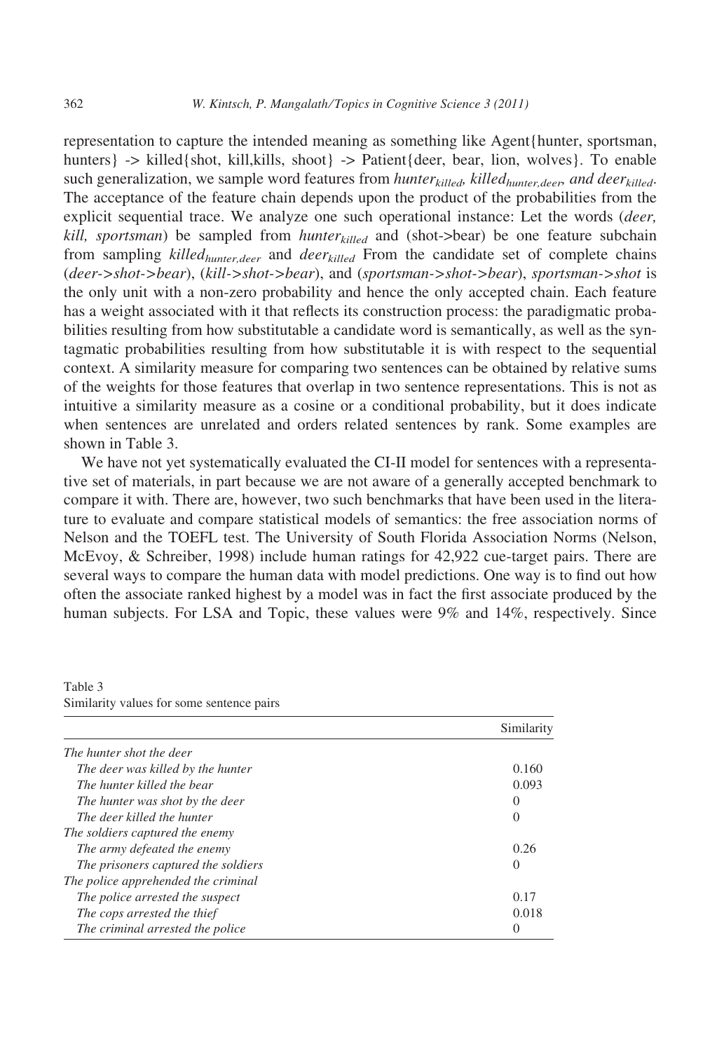representation to capture the intended meaning as something like Agent{hunter, sportsman, hunters} -> killed{shot, kill,kills, shoot} -> Patient{deer, bear, lion, wolves}. To enable such generalization, we sample word features from $hunter_{killed}$, $killed_{hunter,deer}$, and $deer_{killed}$. The acceptance of the feature chain depends upon the product of the probabilities from the explicit sequential trace. We analyze one such operational instance: Let the words (*deer, kill, sportsman*) be sampled from $hunter_{killed}$ and (shot->bear) be one feature subchain from sampling $killed_{hunter,deer}$ and $deer_{killed}$ From the candidate set of complete chains (*deer->shot->bear*), (*kill->shot->bear*), and (*sportsman->shot->bear*), *sportsman->shot* is the only unit with a non-zero probability and hence the only accepted chain. Each feature has a weight associated with it that reflects its construction process: the paradigmatic probabilities resulting from how substitutable a candidate word is semantically, as well as the syntagmatic probabilities resulting from how substitutable it is with respect to the sequential context. A similarity measure for comparing two sentences can be obtained by relative sums of the weights for those features that overlap in two sentence representations. This is not as intuitive a similarity measure as a cosine or a conditional probability, but it does indicate when sentences are unrelated and orders related sentences by rank. Some examples are shown in Table 3.

We have not yet systematically evaluated the CI-II model for sentences with a representative set of materials, in part because we are not aware of a generally accepted benchmark to compare it with. There are, however, two such benchmarks that have been used in the literature to evaluate and compare statistical models of semantics: the free association norms of Nelson and the TOEFL test. The University of South Florida Association Norms (Nelson, McEvoy, & Schreiber, 1998) include human ratings for 42,922 cue-target pairs. There are several ways to compare the human data with model predictions. One way is to find out how often the associate ranked highest by a model was in fact the first associate produced by the human subjects. For LSA and Topic, these values were 9% and 14%, respectively. Since

Table 3
Similarity values for some sentence pairs

| | Similarity |
|---|---|
| *The hunter shot the deer* | |
| *The deer was killed by the hunter* | 0.160 |
| *The hunter killed the bear* | 0.093 |
| *The hunter was shot by the deer* | 0 |
| *The deer killed the hunter* | 0 |
| *The soldiers captured the enemy* | |
| *The army defeated the enemy* | 0.26 |
| *The prisoners captured the soldiers* | 0 |
| *The police apprehended the criminal* | |
| *The police arrested the suspect* | 0.17 |
| *The cops arrested the thief* | 0.018 |
| *The criminal arrested the police* | 0 |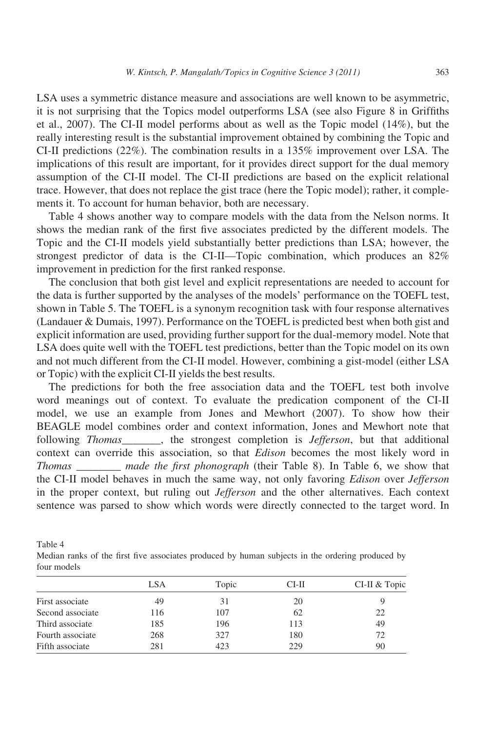LSA uses a symmetric distance measure and associations are well known to be asymmetric, it is not surprising that the Topics model outperforms LSA (see also Figure 8 in Griffiths et al., 2007). The CI-II model performs about as well as the Topic model (14%), but the really interesting result is the substantial improvement obtained by combining the Topic and CI-II predictions (22%). The combination results in a 135% improvement over LSA. The implications of this result are important, for it provides direct support for the dual memory assumption of the CI-II model. The CI-II predictions are based on the explicit relational trace. However, that does not replace the gist trace (here the Topic model); rather, it complements it. To account for human behavior, both are necessary.

Table 4 shows another way to compare models with the data from the Nelson norms. It shows the median rank of the first five associates predicted by the different models. The Topic and the CI-II models yield substantially better predictions than LSA; however, the strongest predictor of data is the CI-II—Topic combination, which produces an 82% improvement in prediction for the first ranked response.

The conclusion that both gist level and explicit representations are needed to account for the data is further supported by the analyses of the models' performance on the TOEFL test, shown in Table 5. The TOEFL is a synonym recognition task with four response alternatives (Landauer & Dumais, 1997). Performance on the TOEFL is predicted best when both gist and explicit information are used, providing further support for the dual-memory model. Note that LSA does quite well with the TOEFL test predictions, better than the Topic model on its own and not much different from the CI-II model. However, combining a gist-model (either LSA or Topic) with the explicit CI-II yields the best results.

The predictions for both the free association data and the TOEFL test both involve word meanings out of context. To evaluate the predication component of the CI-II model, we use an example from Jones and Mewhort (2007). To show how their BEAGLE model combines order and context information, Jones and Mewhort note that following *Thomas*_______, the strongest completion is *Jefferson*, but that additional context can override this association, so that *Edison* becomes the most likely word in *Thomas* ________ *made the first phonograph* (their Table 8). In Table 6, we show that the CI-II model behaves in much the same way, not only favoring *Edison* over *Jefferson* in the proper context, but ruling out *Jefferson* and the other alternatives. Each context sentence was parsed to show which words were directly connected to the target word. In

Table 4
Median ranks of the first five associates produced by human subjects in the ordering produced by four models

| | LSA | Topic | CI-II | CI-II & Topic |
|---|---|---|---|---|
| First associate | 49 | 31 | 20 | 9 |
| Second associate | 116 | 107 | 62 | 22 |
| Third associate | 185 | 196 | 113 | 49 |
| Fourth associate | 268 | 327 | 180 | 72 |
| Fifth associate | 281 | 423 | 229 | 90 |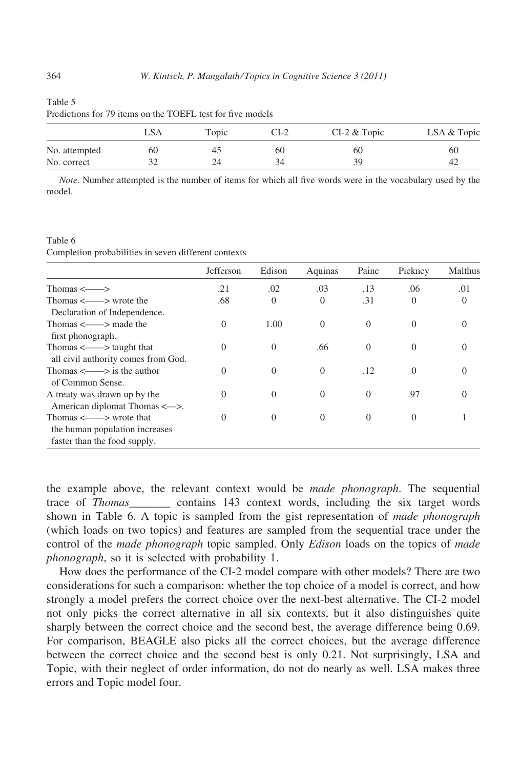Table 5
Predictions for 79 items on the TOEFL test for five models

| | LSA | Topic | CI-2 | CI-2 & Topic | LSA & Topic |
|---|---|---|---|---|---|
| No. attempted | 60 | 45 | 60 | 60 | 60 |
| No. correct | 32 | 24 | 34 | 39 | 42 |

*Note*. Number attempted is the number of items for which all five words were in the vocabulary used by the model.

Table 6
Completion probabilities in seven different contexts

| | Jefferson | Edison | Aquinas | Paine | Pickney | Malthus |
|---|---|---|---|---|---|---|
| Thomas <——> | .21 | .02 | .03 | .13 | .06 | .01 |
| Thomas <——> wrote the Declaration of Independence. | .68 | 0 | 0 | .31 | 0 | 0 |
| Thomas <——> made the first phonograph. | 0 | 1.00 | 0 | 0 | 0 | 0 |
| Thomas <——> taught that all civil authority comes from God. | 0 | 0 | .66 | 0 | 0 | 0 |
| Thomas <——> is the author of Common Sense. | 0 | 0 | 0 | .12 | 0 | 0 |
| A treaty was drawn up by the American diplomat Thomas <—>. | 0 | 0 | 0 | 0 | .97 | 0 |
| Thomas <——> wrote that the human population increases faster than the food supply. | 0 | 0 | 0 | 0 | 0 | 1 |

the example above, the relevant context would be *made phonograph*. The sequential trace of *Thomas*_______ contains 143 context words, including the six target words shown in Table 6. A topic is sampled from the gist representation of *made phonograph* (which loads on two topics) and features are sampled from the sequential trace under the control of the *made phonograph* topic sampled. Only *Edison* loads on the topics of *made phonograph*, so it is selected with probability 1.

How does the performance of the CI-2 model compare with other models? There are two considerations for such a comparison: whether the top choice of a model is correct, and how strongly a model prefers the correct choice over the next-best alternative. The CI-2 model not only picks the correct alternative in all six contexts, but it also distinguishes quite sharply between the correct choice and the second best, the average difference being 0.69. For comparison, BEAGLE also picks all the correct choices, but the average difference between the correct choice and the second best is only 0.21. Not surprisingly, LSA and Topic, with their neglect of order information, do not do nearly as well. LSA makes three errors and Topic model four.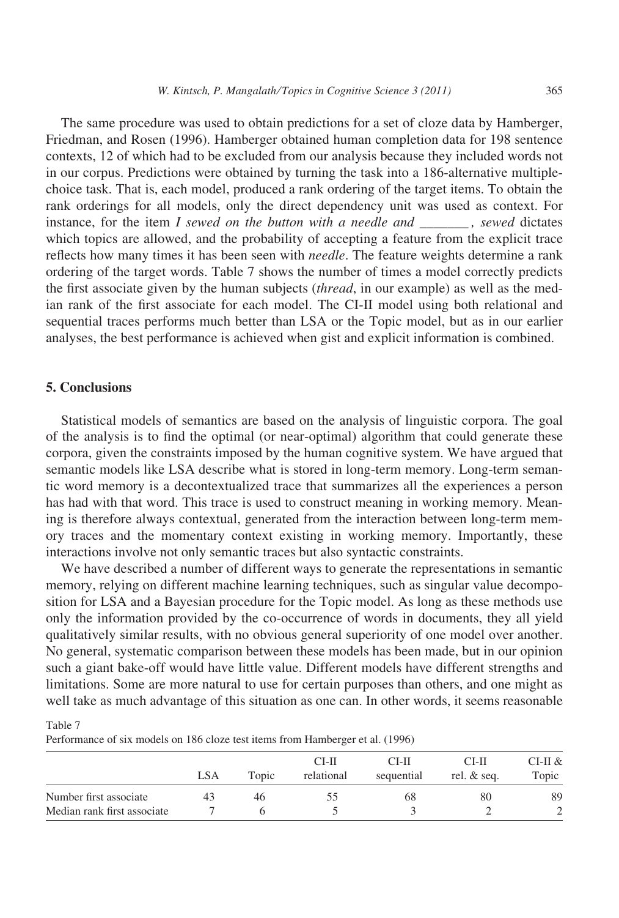The same procedure was used to obtain predictions for a set of cloze data by Hamberger, Friedman, and Rosen (1996). Hamberger obtained human completion data for 198 sentence contexts, 12 of which had to be excluded from our analysis because they included words not in our corpus. Predictions were obtained by turning the task into a 186-alternative multiple-choice task. That is, each model, produced a rank ordering of the target items. To obtain the rank orderings for all models, only the direct dependency unit was used as context. For instance, for the item *I sewed on the button with a needle and \_\_\_\_\_\_\_, sewed* dictates which topics are allowed, and the probability of accepting a feature from the explicit trace reflects how many times it has been seen with *needle*. The feature weights determine a rank ordering of the target words. Table 7 shows the number of times a model correctly predicts the first associate given by the human subjects (*thread*, in our example) as well as the median rank of the first associate for each model. The CI-II model using both relational and sequential traces performs much better than LSA or the Topic model, but as in our earlier analyses, the best performance is achieved when gist and explicit information is combined.

## 5. Conclusions

Statistical models of semantics are based on the analysis of linguistic corpora. The goal of the analysis is to find the optimal (or near-optimal) algorithm that could generate these corpora, given the constraints imposed by the human cognitive system. We have argued that semantic models like LSA describe what is stored in long-term memory. Long-term semantic word memory is a decontextualized trace that summarizes all the experiences a person has had with that word. This trace is used to construct meaning in working memory. Meaning is therefore always contextual, generated from the interaction between long-term memory traces and the momentary context existing in working memory. Importantly, these interactions involve not only semantic traces but also syntactic constraints.

We have described a number of different ways to generate the representations in semantic memory, relying on different machine learning techniques, such as singular value decomposition for LSA and a Bayesian procedure for the Topic model. As long as these methods use only the information provided by the co-occurrence of words in documents, they all yield qualitatively similar results, with no obvious general superiority of one model over another. No general, systematic comparison between these models has been made, but in our opinion such a giant bake-off would have little value. Different models have different strengths and limitations. Some are more natural to use for certain purposes than others, and one might as well take as much advantage of this situation as one can. In other words, it seems reasonable

Table 7
Performance of six models on 186 cloze test items from Hamberger et al. (1996)

| | LSA | Topic | CI-II relational | CI-II sequential | CI-II rel. & seq. | CI-II & Topic |
|---|---|---|---|---|---|---|
| Number first associate | 43 | 46 | 55 | 68 | 80 | 89 |
| Median rank first associate | 7 | 6 | 5 | 3 | 2 | 2 |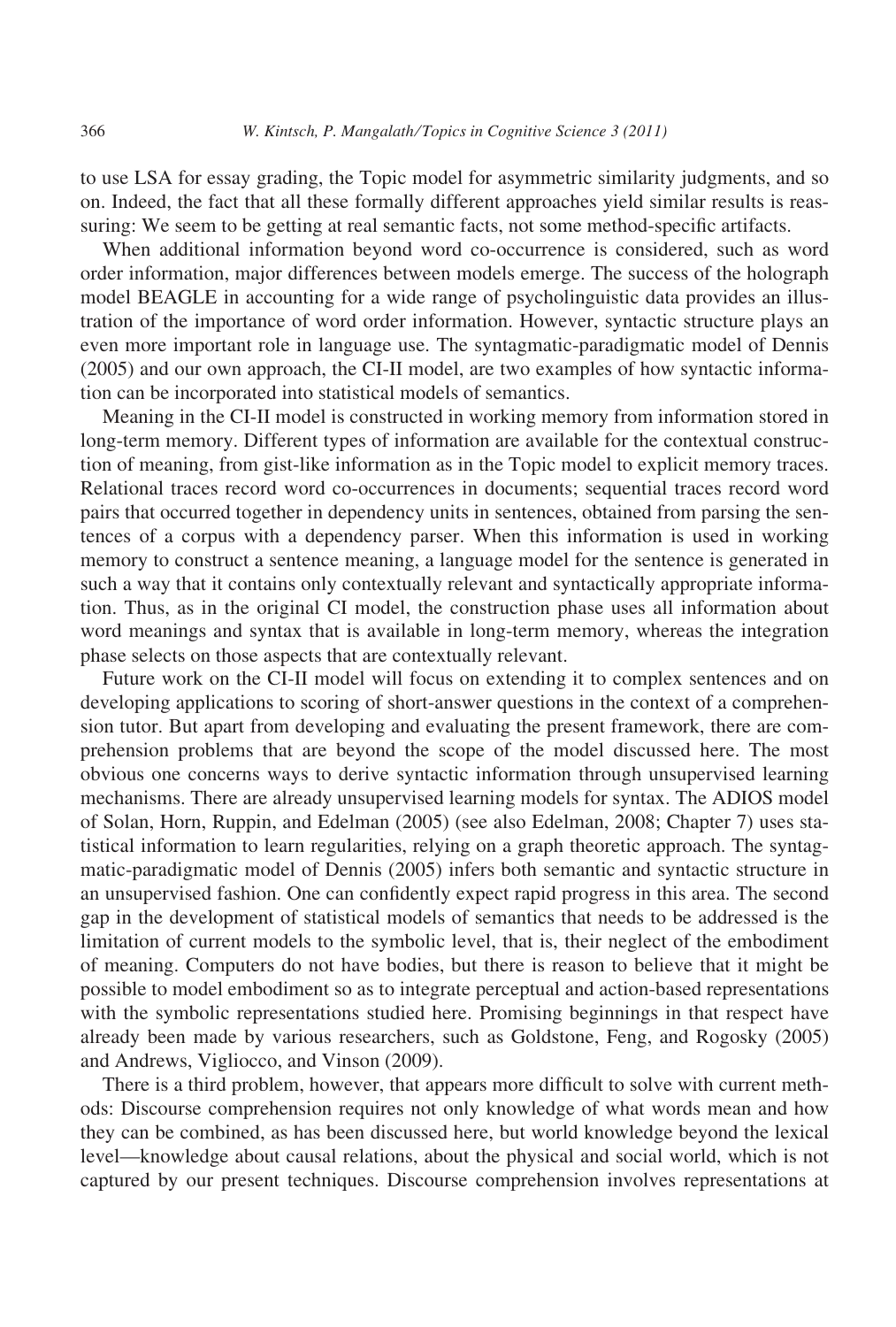to use LSA for essay grading, the Topic model for asymmetric similarity judgments, and so on. Indeed, the fact that all these formally different approaches yield similar results is reassuring: We seem to be getting at real semantic facts, not some method-specific artifacts.

When additional information beyond word co-occurrence is considered, such as word order information, major differences between models emerge. The success of the holograph model BEAGLE in accounting for a wide range of psycholinguistic data provides an illustration of the importance of word order information. However, syntactic structure plays an even more important role in language use. The syntagmatic-paradigmatic model of Dennis (2005) and our own approach, the CI-II model, are two examples of how syntactic information can be incorporated into statistical models of semantics.

Meaning in the CI-II model is constructed in working memory from information stored in long-term memory. Different types of information are available for the contextual construction of meaning, from gist-like information as in the Topic model to explicit memory traces. Relational traces record word co-occurrences in documents; sequential traces record word pairs that occurred together in dependency units in sentences, obtained from parsing the sentences of a corpus with a dependency parser. When this information is used in working memory to construct a sentence meaning, a language model for the sentence is generated in such a way that it contains only contextually relevant and syntactically appropriate information. Thus, as in the original CI model, the construction phase uses all information about word meanings and syntax that is available in long-term memory, whereas the integration phase selects on those aspects that are contextually relevant.

Future work on the CI-II model will focus on extending it to complex sentences and on developing applications to scoring of short-answer questions in the context of a comprehension tutor. But apart from developing and evaluating the present framework, there are comprehension problems that are beyond the scope of the model discussed here. The most obvious one concerns ways to derive syntactic information through unsupervised learning mechanisms. There are already unsupervised learning models for syntax. The ADIOS model of Solan, Horn, Ruppin, and Edelman (2005) (see also Edelman, 2008; Chapter 7) uses statistical information to learn regularities, relying on a graph theoretic approach. The syntagmatic-paradigmatic model of Dennis (2005) infers both semantic and syntactic structure in an unsupervised fashion. One can confidently expect rapid progress in this area. The second gap in the development of statistical models of semantics that needs to be addressed is the limitation of current models to the symbolic level, that is, their neglect of the embodiment of meaning. Computers do not have bodies, but there is reason to believe that it might be possible to model embodiment so as to integrate perceptual and action-based representations with the symbolic representations studied here. Promising beginnings in that respect have already been made by various researchers, such as Goldstone, Feng, and Rogosky (2005) and Andrews, Vigliocco, and Vinson (2009).

There is a third problem, however, that appears more difficult to solve with current methods: Discourse comprehension requires not only knowledge of what words mean and how they can be combined, as has been discussed here, but world knowledge beyond the lexical level—knowledge about causal relations, about the physical and social world, which is not captured by our present techniques. Discourse comprehension involves representations at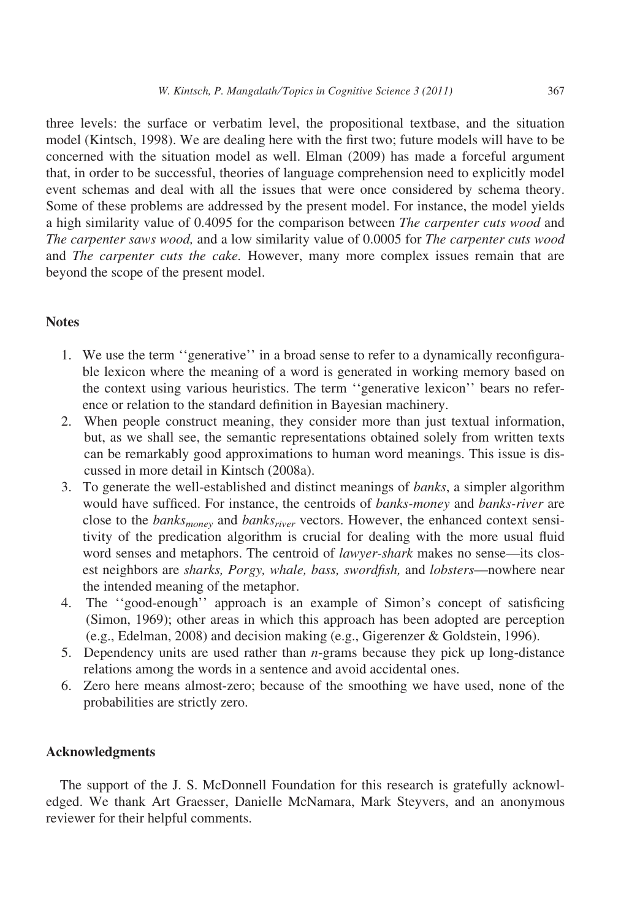three levels: the surface or verbatim level, the propositional textbase, and the situation model (Kintsch, 1998). We are dealing here with the first two; future models will have to be concerned with the situation model as well. Elman (2009) has made a forceful argument that, in order to be successful, theories of language comprehension need to explicitly model event schemas and deal with all the issues that were once considered by schema theory. Some of these problems are addressed by the present model. For instance, the model yields a high similarity value of 0.4095 for the comparison between *The carpenter cuts wood* and *The carpenter saws wood,* and a low similarity value of 0.0005 for *The carpenter cuts wood* and *The carpenter cuts the cake*. However, many more complex issues remain that are beyond the scope of the present model.

## Notes

1. We use the term ''generative'' in a broad sense to refer to a dynamically reconfigurable lexicon where the meaning of a word is generated in working memory based on the context using various heuristics. The term ''generative lexicon'' bears no reference or relation to the standard definition in Bayesian machinery.
2. When people construct meaning, they consider more than just textual information, but, as we shall see, the semantic representations obtained solely from written texts can be remarkably good approximations to human word meanings. This issue is discussed in more detail in Kintsch (2008a).
3. To generate the well-established and distinct meanings of *banks*, a simpler algorithm would have sufficed. For instance, the centroids of *banks-money* and *banks-river* are close to the $banks_{money}$ and $banks_{river}$ vectors. However, the enhanced context sensitivity of the predication algorithm is crucial for dealing with the more usual fluid word senses and metaphors. The centroid of *lawyer-shark* makes no sense—its closest neighbors are *sharks, Porgy, whale, bass, swordfish,* and *lobsters*—nowhere near the intended meaning of the metaphor.
4. The ''good-enough'' approach is an example of Simon's concept of satisficing (Simon, 1969); other areas in which this approach has been adopted are perception (e.g., Edelman, 2008) and decision making (e.g., Gigerenzer & Goldstein, 1996).
5. Dependency units are used rather than *n*-grams because they pick up long-distance relations among the words in a sentence and avoid accidental ones.
6. Zero here means almost-zero; because of the smoothing we have used, none of the probabilities are strictly zero.

## Acknowledgments

The support of the J. S. McDonnell Foundation for this research is gratefully acknowledged. We thank Art Graesser, Danielle McNamara, Mark Steyvers, and an anonymous reviewer for their helpful comments.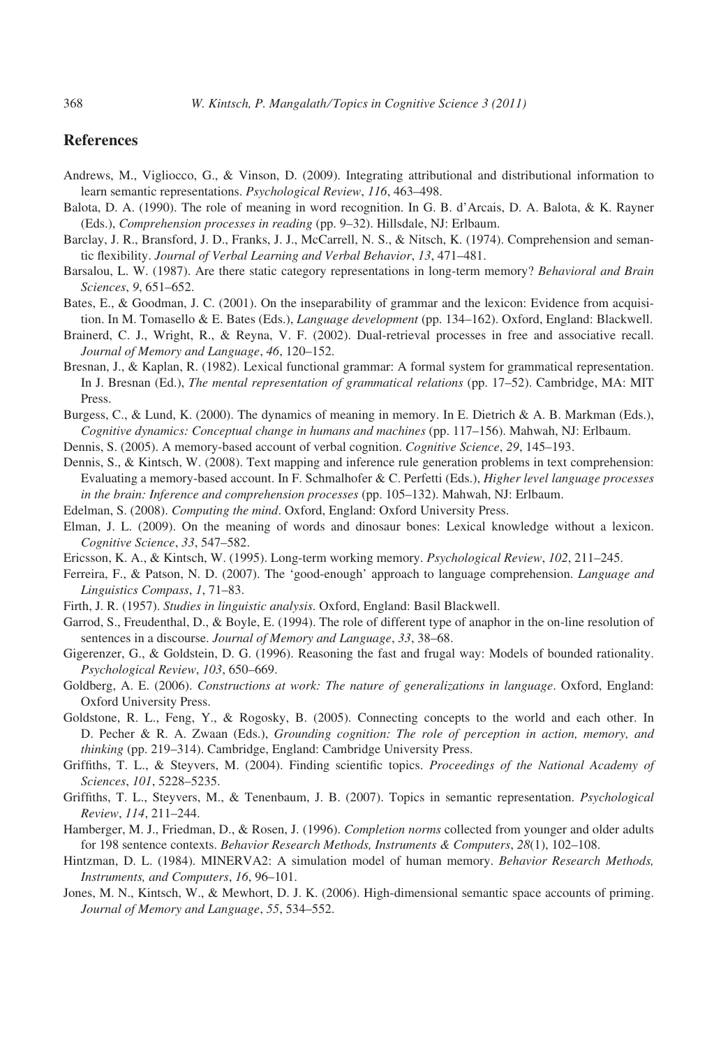## References

Andrews, M., Vigliocco, G., & Vinson, D. (2009). Integrating attributional and distributional information to learn semantic representations. *Psychological Review*, *116*, 463–498.

Balota, D. A. (1990). The role of meaning in word recognition. In G. B. d'Arcais, D. A. Balota, & K. Rayner (Eds.), *Comprehension processes in reading* (pp. 9–32). Hillsdale, NJ: Erlbaum.

Barclay, J. R., Bransford, J. D., Franks, J. J., McCarrell, N. S., & Nitsch, K. (1974). Comprehension and semantic flexibility. *Journal of Verbal Learning and Verbal Behavior*, *13*, 471–481.

Barsalou, L. W. (1987). Are there static category representations in long-term memory? *Behavioral and Brain Sciences*, *9*, 651–652.

Bates, E., & Goodman, J. C. (2001). On the inseparability of grammar and the lexicon: Evidence from acquisition. In M. Tomasello & E. Bates (Eds.), *Language development* (pp. 134–162). Oxford, England: Blackwell.

Brainerd, C. J., Wright, R., & Reyna, V. F. (2002). Dual-retrieval processes in free and associative recall. *Journal of Memory and Language*, *46*, 120–152.

Bresnan, J., & Kaplan, R. (1982). Lexical functional grammar: A formal system for grammatical representation. In J. Bresnan (Ed.), *The mental representation of grammatical relations* (pp. 17–52). Cambridge, MA: MIT Press.

Burgess, C., & Lund, K. (2000). The dynamics of meaning in memory. In E. Dietrich & A. B. Markman (Eds.), *Cognitive dynamics: Conceptual change in humans and machines* (pp. 117–156). Mahwah, NJ: Erlbaum.

Dennis, S. (2005). A memory-based account of verbal cognition. *Cognitive Science*, *29*, 145–193.

Dennis, S., & Kintsch, W. (2008). Text mapping and inference rule generation problems in text comprehension: Evaluating a memory-based account. In F. Schmalhofer & C. Perfetti (Eds.), *Higher level language processes in the brain: Inference and comprehension processes* (pp. 105–132). Mahwah, NJ: Erlbaum.

Edelman, S. (2008). *Computing the mind*. Oxford, England: Oxford University Press.

Elman, J. L. (2009). On the meaning of words and dinosaur bones: Lexical knowledge without a lexicon. *Cognitive Science*, *33*, 547–582.

Ericsson, K. A., & Kintsch, W. (1995). Long-term working memory. *Psychological Review*, *102*, 211–245.

Ferreira, F., & Patson, N. D. (2007). The 'good-enough' approach to language comprehension. *Language and Linguistics Compass*, *1*, 71–83.

Firth, J. R. (1957). *Studies in linguistic analysis*. Oxford, England: Basil Blackwell.

Garrod, S., Freudenthal, D., & Boyle, E. (1994). The role of different type of anaphor in the on-line resolution of sentences in a discourse. *Journal of Memory and Language*, *33*, 38–68.

Gigerenzer, G., & Goldstein, D. G. (1996). Reasoning the fast and frugal way: Models of bounded rationality. *Psychological Review*, *103*, 650–669.

Goldberg, A. E. (2006). *Constructions at work: The nature of generalizations in language*. Oxford, England: Oxford University Press.

Goldstone, R. L., Feng, Y., & Rogosky, B. (2005). Connecting concepts to the world and each other. In D. Pecher & R. A. Zwaan (Eds.), *Grounding cognition: The role of perception in action, memory, and thinking* (pp. 219–314). Cambridge, England: Cambridge University Press.

Griffiths, T. L., & Steyvers, M. (2004). Finding scientific topics. *Proceedings of the National Academy of Sciences*, *101*, 5228–5235.

Griffiths, T. L., Steyvers, M., & Tenenbaum, J. B. (2007). Topics in semantic representation. *Psychological Review*, *114*, 211–244.

Hamberger, M. J., Friedman, D., & Rosen, J. (1996). *Completion norms* collected from younger and older adults for 198 sentence contexts. *Behavior Research Methods, Instruments & Computers*, *28*(1), 102–108.

Hintzman, D. L. (1984). MINERVA2: A simulation model of human memory. *Behavior Research Methods, Instruments, and Computers*, *16*, 96–101.

Jones, M. N., Kintsch, W., & Mewhort, D. J. K. (2006). High-dimensional semantic space accounts of priming. *Journal of Memory and Language*, *55*, 534–552.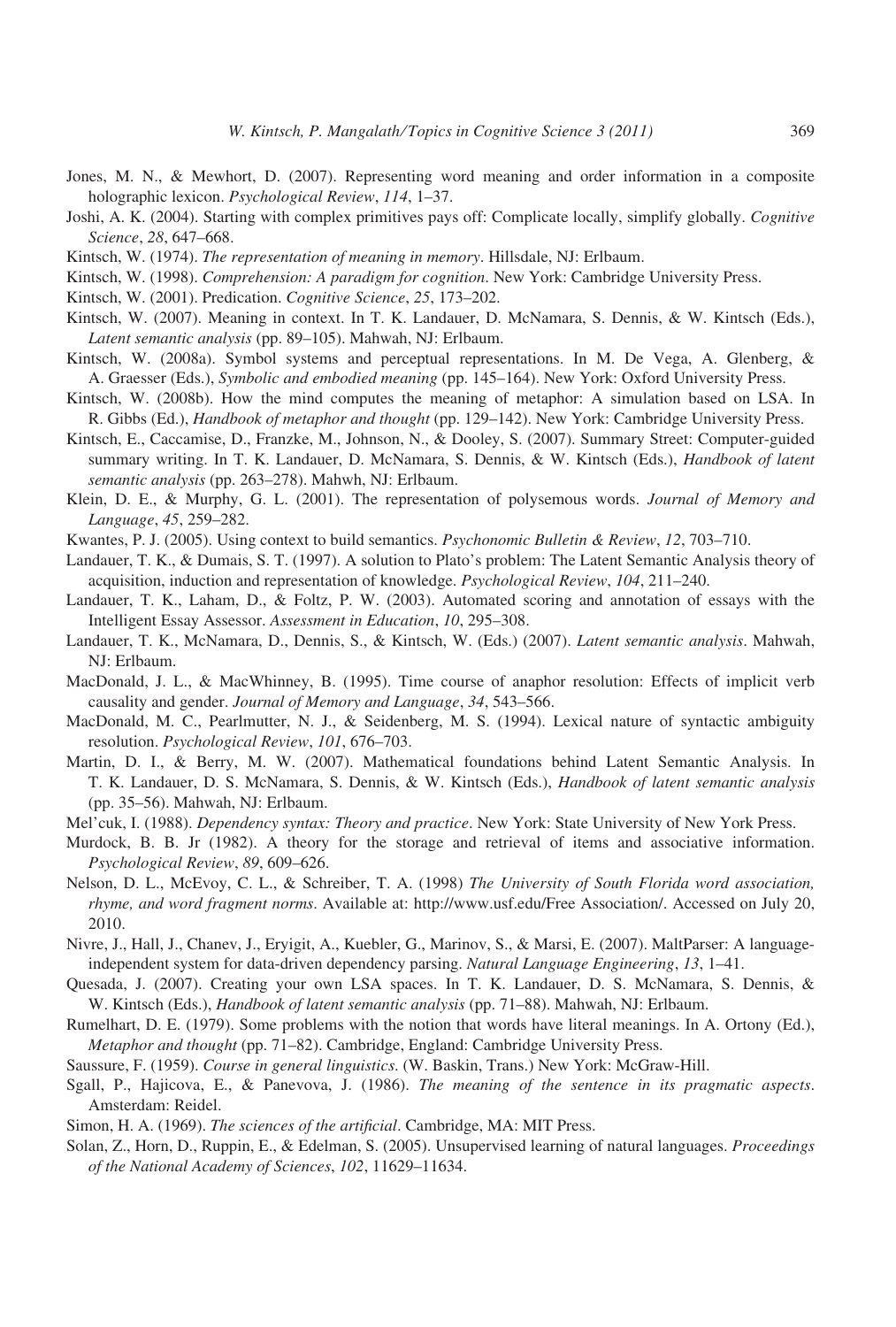Jones, M. N., & Mewhort, D. (2007). Representing word meaning and order information in a composite holographic lexicon. *Psychological Review*, *114*, 1–37.

Joshi, A. K. (2004). Starting with complex primitives pays off: Complicate locally, simplify globally. *Cognitive Science*, *28*, 647–668.

Kintsch, W. (1974). *The representation of meaning in memory*. Hillsdale, NJ: Erlbaum.

Kintsch, W. (1998). *Comprehension: A paradigm for cognition*. New York: Cambridge University Press.

Kintsch, W. (2001). Predication. *Cognitive Science*, *25*, 173–202.

Kintsch, W. (2007). Meaning in context. In T. K. Landauer, D. McNamara, S. Dennis, & W. Kintsch (Eds.), *Latent semantic analysis* (pp. 89–105). Mahwah, NJ: Erlbaum.

Kintsch, W. (2008a). Symbol systems and perceptual representations. In M. De Vega, A. Glenberg, & A. Graesser (Eds.), *Symbolic and embodied meaning* (pp. 145–164). New York: Oxford University Press.

Kintsch, W. (2008b). How the mind computes the meaning of metaphor: A simulation based on LSA. In R. Gibbs (Ed.), *Handbook of metaphor and thought* (pp. 129–142). New York: Cambridge University Press.

Kintsch, E., Caccamise, D., Franzke, M., Johnson, N., & Dooley, S. (2007). Summary Street: Computer-guided summary writing. In T. K. Landauer, D. McNamara, S. Dennis, & W. Kintsch (Eds.), *Handbook of latent semantic analysis* (pp. 263–278). Mahwh, NJ: Erlbaum.

Klein, D. E., & Murphy, G. L. (2001). The representation of polysemous words. *Journal of Memory and Language*, *45*, 259–282.

Kwantes, P. J. (2005). Using context to build semantics. *Psychonomic Bulletin & Review*, *12*, 703–710.

Landauer, T. K., & Dumais, S. T. (1997). A solution to Plato's problem: The Latent Semantic Analysis theory of acquisition, induction and representation of knowledge. *Psychological Review*, *104*, 211–240.

Landauer, T. K., Laham, D., & Foltz, P. W. (2003). Automated scoring and annotation of essays with the Intelligent Essay Assessor. *Assessment in Education*, *10*, 295–308.

Landauer, T. K., McNamara, D., Dennis, S., & Kintsch, W. (Eds.) (2007). *Latent semantic analysis*. Mahwah, NJ: Erlbaum.

MacDonald, J. L., & MacWhinney, B. (1995). Time course of anaphor resolution: Effects of implicit verb causality and gender. *Journal of Memory and Language*, *34*, 543–566.

MacDonald, M. C., Pearlmutter, N. J., & Seidenberg, M. S. (1994). Lexical nature of syntactic ambiguity resolution. *Psychological Review*, *101*, 676–703.

Martin, D. I., & Berry, M. W. (2007). Mathematical foundations behind Latent Semantic Analysis. In T. K. Landauer, D. S. McNamara, S. Dennis, & W. Kintsch (Eds.), *Handbook of latent semantic analysis* (pp. 35–56). Mahwah, NJ: Erlbaum.

Mel'cuk, I. (1988). *Dependency syntax: Theory and practice*. New York: State University of New York Press.

Murdock, B. B. Jr (1982). A theory for the storage and retrieval of items and associative information. *Psychological Review*, *89*, 609–626.

Nelson, D. L., McEvoy, C. L., & Schreiber, T. A. (1998) *The University of South Florida word association, rhyme, and word fragment norms*. Available at: http://www.usf.edu/Free Association/. Accessed on July 20, 2010.

Nivre, J., Hall, J., Chanev, J., Eryigit, A., Kuebler, G., Marinov, S., & Marsi, E. (2007). MaltParser: A language-independent system for data-driven dependency parsing. *Natural Language Engineering*, *13*, 1–41.

Quesada, J. (2007). Creating your own LSA spaces. In T. K. Landauer, D. S. McNamara, S. Dennis, & W. Kintsch (Eds.), *Handbook of latent semantic analysis* (pp. 71–88). Mahwah, NJ: Erlbaum.

Rumelhart, D. E. (1979). Some problems with the notion that words have literal meanings. In A. Ortony (Ed.), *Metaphor and thought* (pp. 71–82). Cambridge, England: Cambridge University Press.

Saussure, F. (1959). *Course in general linguistics*. (W. Baskin, Trans.) New York: McGraw-Hill.

Sgall, P., Hajicova, E., & Panevova, J. (1986). *The meaning of the sentence in its pragmatic aspects*. Amsterdam: Reidel.

Simon, H. A. (1969). *The sciences of the artificial*. Cambridge, MA: MIT Press.

Solan, Z., Horn, D., Ruppin, E., & Edelman, S. (2005). Unsupervised learning of natural languages. *Proceedings of the National Academy of Sciences*, *102*, 11629–11634.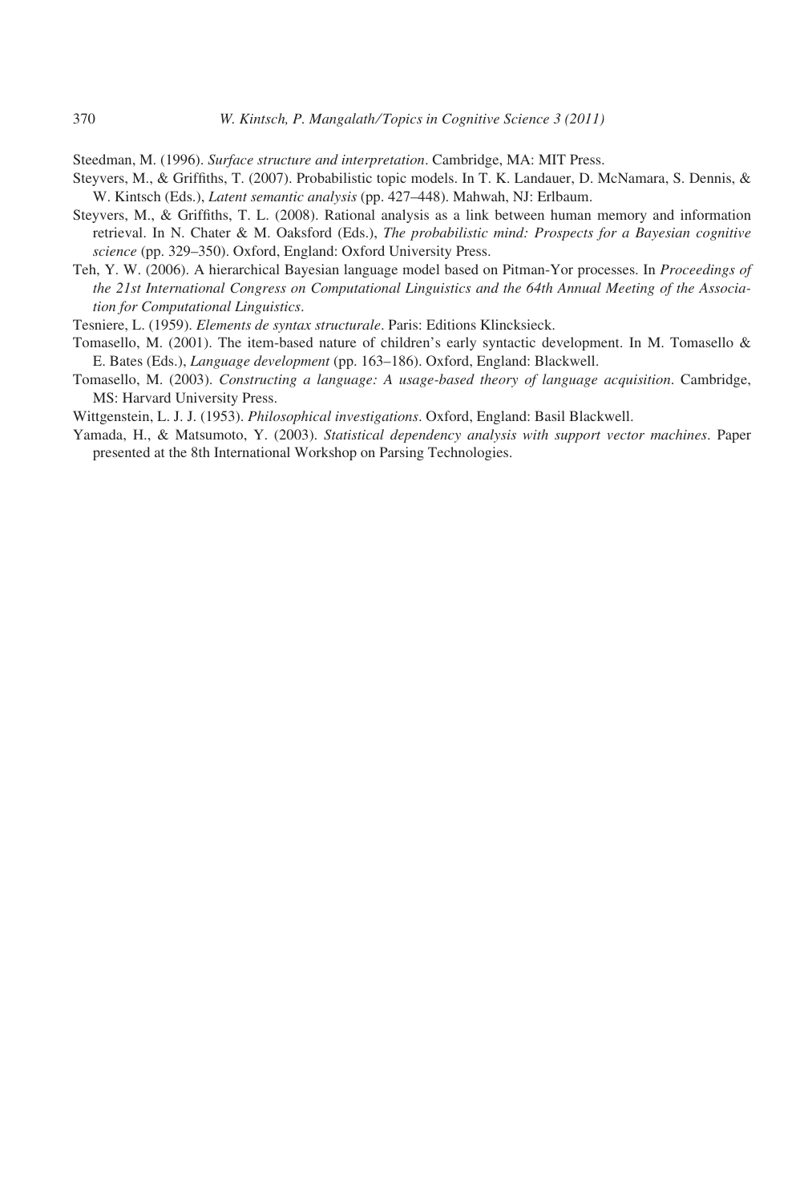Steedman, M. (1996). *Surface structure and interpretation*. Cambridge, MA: MIT Press.

Steyvers, M., & Griffiths, T. (2007). Probabilistic topic models. In T. K. Landauer, D. McNamara, S. Dennis, & W. Kintsch (Eds.), *Latent semantic analysis* (pp. 427–448). Mahwah, NJ: Erlbaum.

Steyvers, M., & Griffiths, T. L. (2008). Rational analysis as a link between human memory and information retrieval. In N. Chater & M. Oaksford (Eds.), *The probabilistic mind: Prospects for a Bayesian cognitive science* (pp. 329–350). Oxford, England: Oxford University Press.

Teh, Y. W. (2006). A hierarchical Bayesian language model based on Pitman-Yor processes. In *Proceedings of the 21st International Congress on Computational Linguistics and the 64th Annual Meeting of the Association for Computational Linguistics*.

Tesniere, L. (1959). *Elements de syntax structurale*. Paris: Editions Klincksieck.

Tomasello, M. (2001). The item-based nature of children's early syntactic development. In M. Tomasello & E. Bates (Eds.), *Language development* (pp. 163–186). Oxford, England: Blackwell.

Tomasello, M. (2003). *Constructing a language: A usage-based theory of language acquisition*. Cambridge, MS: Harvard University Press.

Wittgenstein, L. J. J. (1953). *Philosophical investigations*. Oxford, England: Basil Blackwell.

Yamada, H., & Matsumoto, Y. (2003). *Statistical dependency analysis with support vector machines*. Paper presented at the 8th International Workshop on Parsing Technologies.